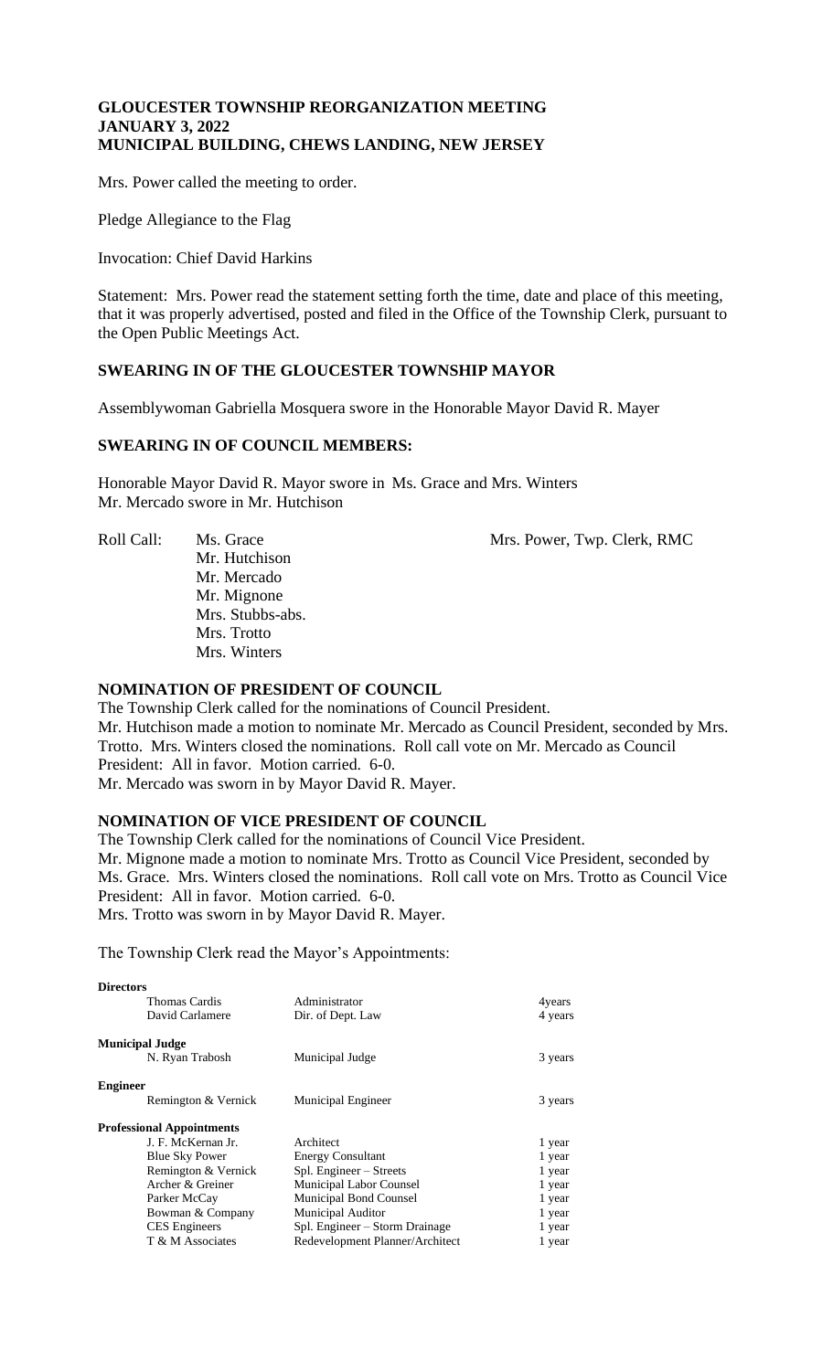# GLOUCESTER TOWNSHIP REORGANIZATION MEETING
# JANUARY 3, 2022
# MUNICIPAL BUILDING, CHEWS LANDING, NEW JERSEY

Mrs. Power called the meeting to order.

Pledge Allegiance to the Flag

Invocation: Chief David Harkins

Statement: Mrs. Power read the statement setting forth the time, date and place of this meeting, that it was properly advertised, posted and filed in the Office of the Township Clerk, pursuant to the Open Public Meetings Act.

## SWEARING IN OF THE GLOUCESTER TOWNSHIP MAYOR

Assemblywoman Gabriella Mosquera swore in the Honorable Mayor David R. Mayer

## SWEARING IN OF COUNCIL MEMBERS:

Honorable Mayor David R. Mayor swore in Ms. Grace and Mrs. Winters
Mr. Mercado swore in Mr. Hutchison

Roll Call: Ms. Grace
Mr. Hutchison
Mr. Mercado
Mr. Mignone
Mrs. Stubbs-abs.
Mrs. Trotto
Mrs. Winters

Mrs. Power, Twp. Clerk, RMC

## NOMINATION OF PRESIDENT OF COUNCIL

The Township Clerk called for the nominations of Council President.
Mr. Hutchison made a motion to nominate Mr. Mercado as Council President, seconded by Mrs. Trotto. Mrs. Winters closed the nominations. Roll call vote on Mr. Mercado as Council President: All in favor. Motion carried. 6-0.
Mr. Mercado was sworn in by Mayor David R. Mayer.

## NOMINATION OF VICE PRESIDENT OF COUNCIL

The Township Clerk called for the nominations of Council Vice President.
Mr. Mignone made a motion to nominate Mrs. Trotto as Council Vice President, seconded by Ms. Grace. Mrs. Winters closed the nominations. Roll call vote on Mrs. Trotto as Council Vice President: All in favor. Motion carried. 6-0.
Mrs. Trotto was sworn in by Mayor David R. Mayer.

The Township Clerk read the Mayor's Appointments:

| | | |
|---|---|---|
| **Directors** | | |
| Thomas Cardis | Administrator | 4years |
| David Carlamere | Dir. of Dept. Law | 4 years |
| **Municipal Judge** | | |
| N. Ryan Trabosh | Municipal Judge | 3 years |
| **Engineer** | | |
| Remington & Vernick | Municipal Engineer | 3 years |
| **Professional Appointments** | | |
| J. F. McKernan Jr. | Architect | 1 year |
| Blue Sky Power | Energy Consultant | 1 year |
| Remington & Vernick | Spl. Engineer – Streets | 1 year |
| Archer & Greiner | Municipal Labor Counsel | 1 year |
| Parker McCay | Municipal Bond Counsel | 1 year |
| Bowman & Company | Municipal Auditor | 1 year |
| CES Engineers | Spl. Engineer – Storm Drainage | 1 year |
| T & M Associates | Redevelopment Planner/Architect | 1 year |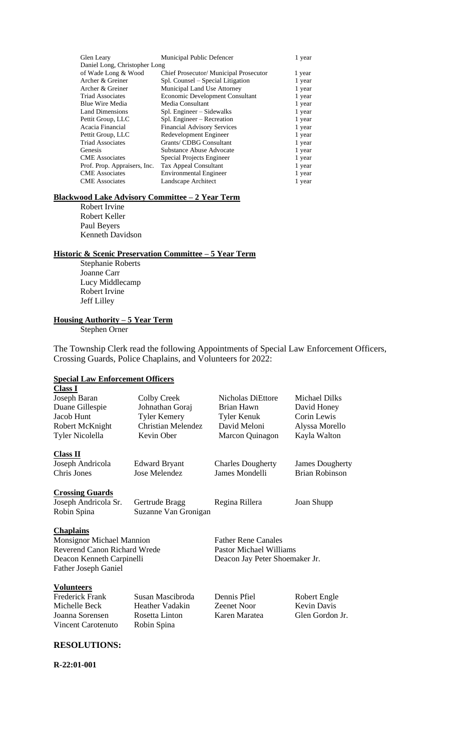| | | |
|---|---|---|
| Glen Leary | Municipal Public Defencer | 1 year |
| Daniel Long, Christopher Long | | |
| of Wade Long & Wood | Chief Prosecutor/ Municipal Prosecutor | 1 year |
| Archer & Greiner | Spl. Counsel – Special Litigation | 1 year |
| Archer & Greiner | Municipal Land Use Attorney | 1 year |
| Triad Associates | Economic Development Consultant | 1 year |
| Blue Wire Media | Media Consultant | 1 year |
| Land Dimensions | Spl. Engineer – Sidewalks | 1 year |
| Pettit Group, LLC | Spl. Engineer – Recreation | 1 year |
| Acacia Financial | Financial Advisory Services | 1 year |
| Pettit Group, LLC | Redevelopment Engineer | 1 year |
| Triad Associates | Grants/ CDBG Consultant | 1 year |
| Genesis | Substance Abuse Advocate | 1 year |
| CME Associates | Special Projects Engineer | 1 year |
| Prof. Prop. Appraisers, Inc. | Tax Appeal Consultant | 1 year |
| CME Associates | Environmental Engineer | 1 year |
| CME Associates | Landscape Architect | 1 year |

**Blackwood Lake Advisory Committee – 2 Year Term**

Robert Irvine
Robert Keller
Paul Beyers
Kenneth Davidson

**Historic & Scenic Preservation Committee – 5 Year Term**

Stephanie Roberts
Joanne Carr
Lucy Middlecamp
Robert Irvine
Jeff Lilley

**Housing Authority – 5 Year Term**

Stephen Orner

The Township Clerk read the following Appointments of Special Law Enforcement Officers, Crossing Guards, Police Chaplains, and Volunteers for 2022:

**Special Law Enforcement Officers**

**Class I**

| | | | |
|---|---|---|---|
| Joseph Baran | Colby Creek | Nicholas DiEttore | Michael Dilks |
| Duane Gillespie | Johnathan Goraj | Brian Hawn | David Honey |
| Jacob Hunt | Tyler Kemery | Tyler Kenuk | Corin Lewis |
| Robert McKnight | Christian Melendez | David Meloni | Alyssa Morello |
| Tyler Nicolella | Kevin Ober | Marcon Quinagon | Kayla Walton |

**Class II**

| | | | |
|---|---|---|---|
| Joseph Andricola | Edward Bryant | Charles Dougherty | James Dougherty |
| Chris Jones | Jose Melendez | James Mondelli | Brian Robinson |

**Crossing Guards**

| | | | |
|---|---|---|---|
| Joseph Andricola Sr. | Gertrude Bragg | Regina Rillera | Joan Shupp |
| Robin Spina | Suzanne Van Gronigan | | |

**Chaplains**

| | |
|---|---|
| Monsignor Michael Mannion | Father Rene Canales |
| Reverend Canon Richard Wrede | Pastor Michael Williams |
| Deacon Kenneth Carpinelli | Deacon Jay Peter Shoemaker Jr. |
| Father Joseph Ganiel | |

**Volunteers**

| | | | |
|---|---|---|---|
| Frederick Frank | Susan Mascibroda | Dennis Pfiel | Robert Engle |
| Michelle Beck | Heather Vadakin | Zeenet Noor | Kevin Davis |
| Joanna Sorensen | Rosetta Linton | Karen Maratea | Glen Gordon Jr. |
| Vincent Carotenuto | Robin Spina | | |

## RESOLUTIONS:

**R-22:01-001**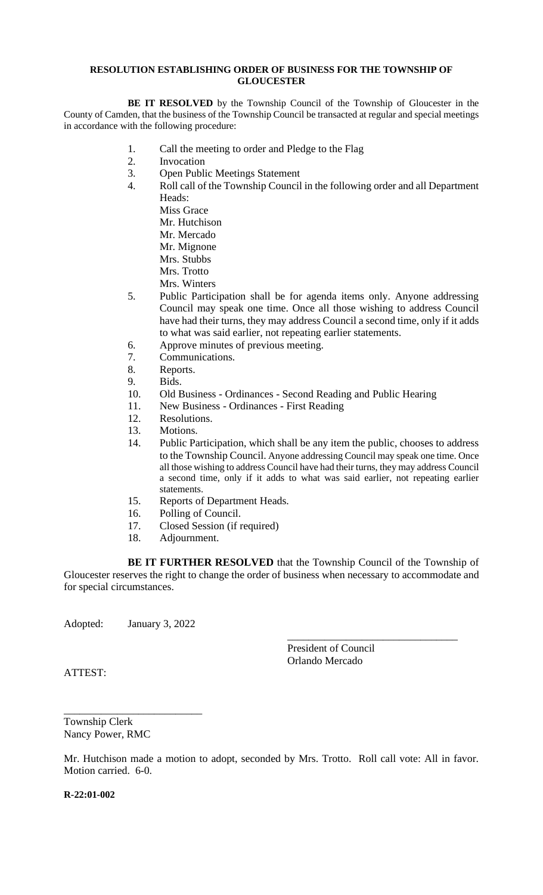**RESOLUTION ESTABLISHING ORDER OF BUSINESS FOR THE TOWNSHIP OF GLOUCESTER**

**BE IT RESOLVED** by the Township Council of the Township of Gloucester in the County of Camden, that the business of the Township Council be transacted at regular and special meetings in accordance with the following procedure:

1. Call the meeting to order and Pledge to the Flag
2. Invocation
3. Open Public Meetings Statement
4. Roll call of the Township Council in the following order and all Department Heads:
   Miss Grace
   Mr. Hutchison
   Mr. Mercado
   Mr. Mignone
   Mrs. Stubbs
   Mrs. Trotto
   Mrs. Winters
5. Public Participation shall be for agenda items only. Anyone addressing Council may speak one time. Once all those wishing to address Council have had their turns, they may address Council a second time, only if it adds to what was said earlier, not repeating earlier statements.
6. Approve minutes of previous meeting.
7. Communications.
8. Reports.
9. Bids.
10. Old Business - Ordinances - Second Reading and Public Hearing
11. New Business - Ordinances - First Reading
12. Resolutions.
13. Motions.
14. Public Participation, which shall be any item the public, chooses to address to the Township Council. Anyone addressing Council may speak one time. Once all those wishing to address Council have had their turns, they may address Council a second time, only if it adds to what was said earlier, not repeating earlier statements.
15. Reports of Department Heads.
16. Polling of Council.
17. Closed Session (if required)
18. Adjournment.

**BE IT FURTHER RESOLVED** that the Township Council of the Township of Gloucester reserves the right to change the order of business when necessary to accommodate and for special circumstances.

Adopted: January 3, 2022

\_\_\_\_\_\_\_\_\_\_\_\_\_\_\_\_\_\_\_\_\_\_\_\_\_\_\_\_\_\_\_\_
President of Council
Orlando Mercado

ATTEST:

\_\_\_\_\_\_\_\_\_\_\_\_\_\_\_\_\_\_\_\_\_\_\_\_\_\_
Township Clerk
Nancy Power, RMC

Mr. Hutchison made a motion to adopt, seconded by Mrs. Trotto. Roll call vote: All in favor. Motion carried. 6-0.

**R-22:01-002**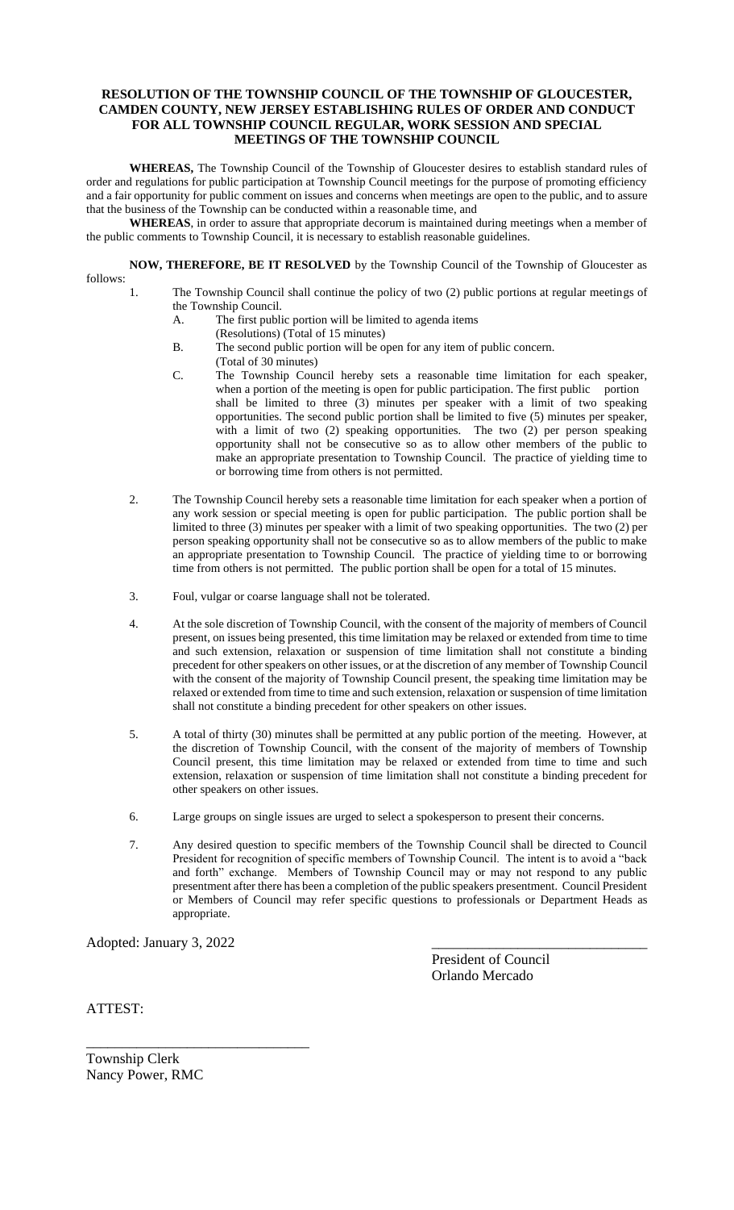**RESOLUTION OF THE TOWNSHIP COUNCIL OF THE TOWNSHIP OF GLOUCESTER, CAMDEN COUNTY, NEW JERSEY ESTABLISHING RULES OF ORDER AND CONDUCT FOR ALL TOWNSHIP COUNCIL REGULAR, WORK SESSION AND SPECIAL MEETINGS OF THE TOWNSHIP COUNCIL**

**WHEREAS,** The Township Council of the Township of Gloucester desires to establish standard rules of order and regulations for public participation at Township Council meetings for the purpose of promoting efficiency and a fair opportunity for public comment on issues and concerns when meetings are open to the public, and to assure that the business of the Township can be conducted within a reasonable time, and

**WHEREAS**, in order to assure that appropriate decorum is maintained during meetings when a member of the public comments to Township Council, it is necessary to establish reasonable guidelines.

**NOW, THEREFORE, BE IT RESOLVED** by the Township Council of the Township of Gloucester as follows:

1. The Township Council shall continue the policy of two (2) public portions at regular meetings of the Township Council.
   A. The first public portion will be limited to agenda items (Resolutions) (Total of 15 minutes)
   B. The second public portion will be open for any item of public concern. (Total of 30 minutes)
   C. The Township Council hereby sets a reasonable time limitation for each speaker, when a portion of the meeting is open for public participation. The first public portion shall be limited to three (3) minutes per speaker with a limit of two speaking opportunities. The second public portion shall be limited to five (5) minutes per speaker, with a limit of two (2) speaking opportunities. The two (2) per person speaking opportunity shall not be consecutive so as to allow other members of the public to make an appropriate presentation to Township Council. The practice of yielding time to or borrowing time from others is not permitted.

2. The Township Council hereby sets a reasonable time limitation for each speaker when a portion of any work session or special meeting is open for public participation. The public portion shall be limited to three (3) minutes per speaker with a limit of two speaking opportunities. The two (2) per person speaking opportunity shall not be consecutive so as to allow members of the public to make an appropriate presentation to Township Council. The practice of yielding time to or borrowing time from others is not permitted. The public portion shall be open for a total of 15 minutes.

3. Foul, vulgar or coarse language shall not be tolerated.

4. At the sole discretion of Township Council, with the consent of the majority of members of Council present, on issues being presented, this time limitation may be relaxed or extended from time to time and such extension, relaxation or suspension of time limitation shall not constitute a binding precedent for other speakers on other issues, or at the discretion of any member of Township Council with the consent of the majority of Township Council present, the speaking time limitation may be relaxed or extended from time to time and such extension, relaxation or suspension of time limitation shall not constitute a binding precedent for other speakers on other issues.

5. A total of thirty (30) minutes shall be permitted at any public portion of the meeting. However, at the discretion of Township Council, with the consent of the majority of members of Township Council present, this time limitation may be relaxed or extended from time to time and such extension, relaxation or suspension of time limitation shall not constitute a binding precedent for other speakers on other issues.

6. Large groups on single issues are urged to select a spokesperson to present their concerns.

7. Any desired question to specific members of the Township Council shall be directed to Council President for recognition of specific members of Township Council. The intent is to avoid a "back and forth" exchange. Members of Township Council may or may not respond to any public presentment after there has been a completion of the public speakers presentment. Council President or Members of Council may refer specific questions to professionals or Department Heads as appropriate.

Adopted: January 3, 2022

\_\_\_\_\_\_\_\_\_\_\_\_\_\_\_\_\_\_\_\_\_\_\_\_\_\_\_\_\_\_
President of Council
Orlando Mercado

ATTEST:

\_\_\_\_\_\_\_\_\_\_\_\_\_\_\_\_\_\_\_\_\_\_\_\_\_\_\_\_\_\_
Township Clerk
Nancy Power, RMC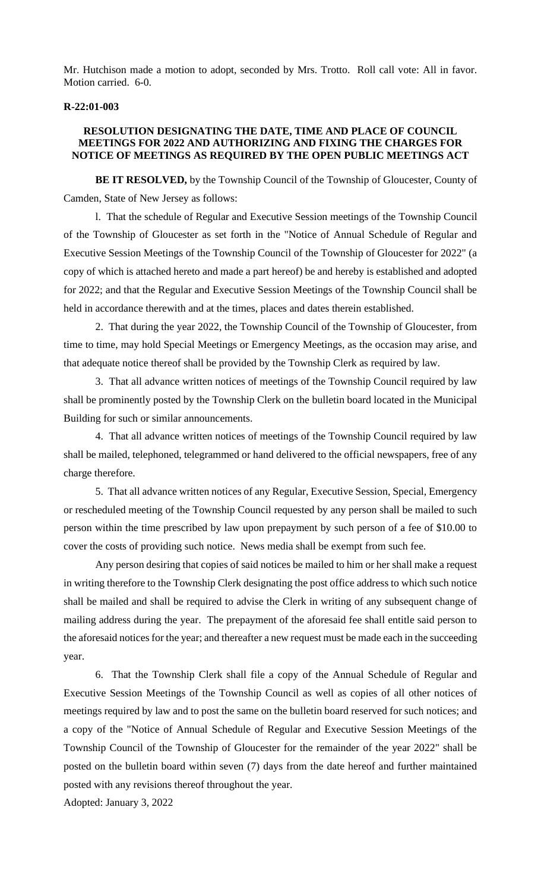Mr. Hutchison made a motion to adopt, seconded by Mrs. Trotto. Roll call vote: All in favor. Motion carried. 6-0.

**R-22:01-003**

**RESOLUTION DESIGNATING THE DATE, TIME AND PLACE OF COUNCIL MEETINGS FOR 2022 AND AUTHORIZING AND FIXING THE CHARGES FOR NOTICE OF MEETINGS AS REQUIRED BY THE OPEN PUBLIC MEETINGS ACT**

**BE IT RESOLVED,** by the Township Council of the Township of Gloucester, County of Camden, State of New Jersey as follows:

l. That the schedule of Regular and Executive Session meetings of the Township Council of the Township of Gloucester as set forth in the "Notice of Annual Schedule of Regular and Executive Session Meetings of the Township Council of the Township of Gloucester for 2022" (a copy of which is attached hereto and made a part hereof) be and hereby is established and adopted for 2022; and that the Regular and Executive Session Meetings of the Township Council shall be held in accordance therewith and at the times, places and dates therein established.

2. That during the year 2022, the Township Council of the Township of Gloucester, from time to time, may hold Special Meetings or Emergency Meetings, as the occasion may arise, and that adequate notice thereof shall be provided by the Township Clerk as required by law.

3. That all advance written notices of meetings of the Township Council required by law shall be prominently posted by the Township Clerk on the bulletin board located in the Municipal Building for such or similar announcements.

4. That all advance written notices of meetings of the Township Council required by law shall be mailed, telephoned, telegrammed or hand delivered to the official newspapers, free of any charge therefore.

5. That all advance written notices of any Regular, Executive Session, Special, Emergency or rescheduled meeting of the Township Council requested by any person shall be mailed to such person within the time prescribed by law upon prepayment by such person of a fee of $10.00 to cover the costs of providing such notice. News media shall be exempt from such fee.

Any person desiring that copies of said notices be mailed to him or her shall make a request in writing therefore to the Township Clerk designating the post office address to which such notice shall be mailed and shall be required to advise the Clerk in writing of any subsequent change of mailing address during the year. The prepayment of the aforesaid fee shall entitle said person to the aforesaid notices for the year; and thereafter a new request must be made each in the succeeding year.

6. That the Township Clerk shall file a copy of the Annual Schedule of Regular and Executive Session Meetings of the Township Council as well as copies of all other notices of meetings required by law and to post the same on the bulletin board reserved for such notices; and a copy of the "Notice of Annual Schedule of Regular and Executive Session Meetings of the Township Council of the Township of Gloucester for the remainder of the year 2022" shall be posted on the bulletin board within seven (7) days from the date hereof and further maintained posted with any revisions thereof throughout the year.

Adopted: January 3, 2022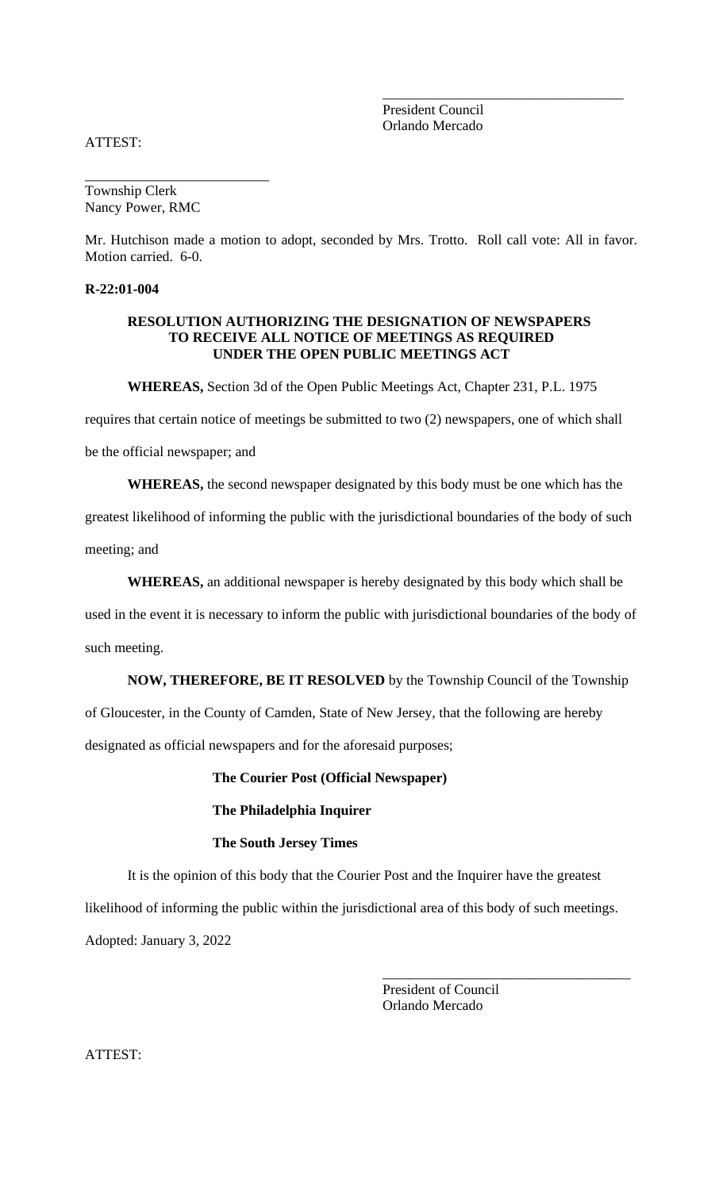\_\_\_\_\_\_\_\_\_\_\_\_\_\_\_\_\_\_\_\_\_\_\_\_\_\_\_\_\_\_\_\_\_\_
President Council
Orlando Mercado

ATTEST:

\_\_\_\_\_\_\_\_\_\_\_\_\_\_\_\_\_\_\_\_\_\_\_\_\_\_
Township Clerk
Nancy Power, RMC

Mr. Hutchison made a motion to adopt, seconded by Mrs. Trotto. Roll call vote: All in favor. Motion carried. 6-0.

**R-22:01-004**

**RESOLUTION AUTHORIZING THE DESIGNATION OF NEWSPAPERS TO RECEIVE ALL NOTICE OF MEETINGS AS REQUIRED UNDER THE OPEN PUBLIC MEETINGS ACT**

**WHEREAS,** Section 3d of the Open Public Meetings Act, Chapter 231, P.L. 1975 requires that certain notice of meetings be submitted to two (2) newspapers, one of which shall be the official newspaper; and

**WHEREAS,** the second newspaper designated by this body must be one which has the greatest likelihood of informing the public with the jurisdictional boundaries of the body of such meeting; and

**WHEREAS,** an additional newspaper is hereby designated by this body which shall be used in the event it is necessary to inform the public with jurisdictional boundaries of the body of such meeting.

**NOW, THEREFORE, BE IT RESOLVED** by the Township Council of the Township of Gloucester, in the County of Camden, State of New Jersey, that the following are hereby designated as official newspapers and for the aforesaid purposes;

**The Courier Post (Official Newspaper)**

**The Philadelphia Inquirer**

**The South Jersey Times**

It is the opinion of this body that the Courier Post and the Inquirer have the greatest likelihood of informing the public within the jurisdictional area of this body of such meetings.

Adopted: January 3, 2022

\_\_\_\_\_\_\_\_\_\_\_\_\_\_\_\_\_\_\_\_\_\_\_\_\_\_\_\_\_\_\_\_\_\_\_\_
President of Council
Orlando Mercado

ATTEST: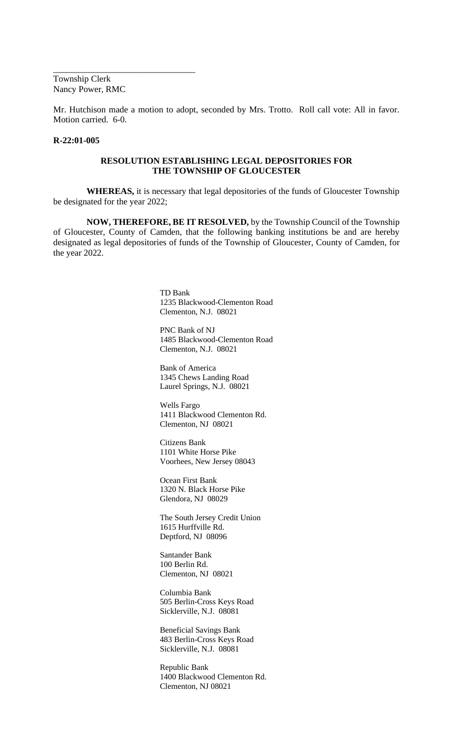\_\_\_\_\_\_\_\_\_\_\_\_\_\_\_\_\_\_\_\_\_\_\_\_\_\_\_\_\_\_\_\_

Township Clerk
Nancy Power, RMC

Mr. Hutchison made a motion to adopt, seconded by Mrs. Trotto. Roll call vote: All in favor. Motion carried. 6-0.

**R-22:01-005**

**RESOLUTION ESTABLISHING LEGAL DEPOSITORIES FOR THE TOWNSHIP OF GLOUCESTER**

**WHEREAS,** it is necessary that legal depositories of the funds of Gloucester Township be designated for the year 2022;

**NOW, THEREFORE, BE IT RESOLVED,** by the Township Council of the Township of Gloucester, County of Camden, that the following banking institutions be and are hereby designated as legal depositories of funds of the Township of Gloucester, County of Camden, for the year 2022.

TD Bank
1235 Blackwood-Clementon Road
Clementon, N.J. 08021

PNC Bank of NJ
1485 Blackwood-Clementon Road
Clementon, N.J. 08021

Bank of America
1345 Chews Landing Road
Laurel Springs, N.J. 08021

Wells Fargo
1411 Blackwood Clementon Rd.
Clementon, NJ 08021

Citizens Bank
1101 White Horse Pike
Voorhees, New Jersey 08043

Ocean First Bank
1320 N. Black Horse Pike
Glendora, NJ 08029

The South Jersey Credit Union
1615 Hurffville Rd.
Deptford, NJ 08096

Santander Bank
100 Berlin Rd.
Clementon, NJ 08021

Columbia Bank
505 Berlin-Cross Keys Road
Sicklerville, N.J. 08081

Beneficial Savings Bank
483 Berlin-Cross Keys Road
Sicklerville, N.J. 08081

Republic Bank
1400 Blackwood Clementon Rd.
Clementon, NJ 08021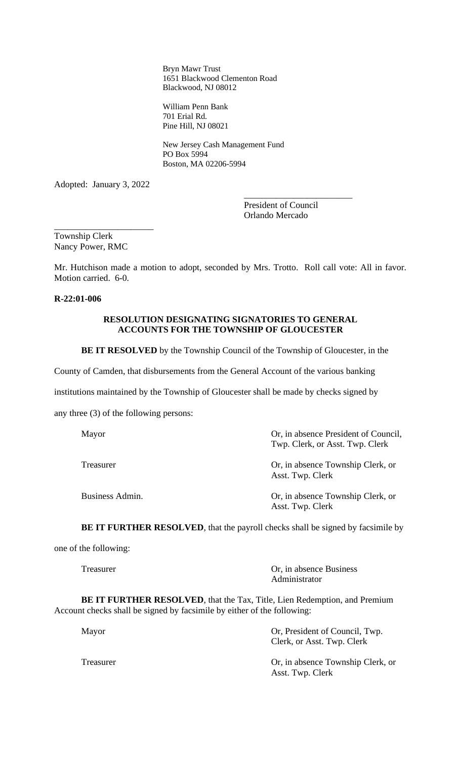Bryn Mawr Trust
1651 Blackwood Clementon Road
Blackwood, NJ 08012

William Penn Bank
701 Erial Rd.
Pine Hill, NJ 08021

New Jersey Cash Management Fund
PO Box 5994
Boston, MA 02206-5994

Adopted: January 3, 2022

\_\_\_\_\_\_\_\_\_\_\_\_\_\_\_\_\_\_\_\_\_\_\_\_
President of Council
Orlando Mercado

\_\_\_\_\_\_\_\_\_\_\_\_\_\_\_\_\_\_\_\_\_\_\_
Township Clerk
Nancy Power, RMC

Mr. Hutchison made a motion to adopt, seconded by Mrs. Trotto. Roll call vote: All in favor. Motion carried. 6-0.

**R-22:01-006**

**RESOLUTION DESIGNATING SIGNATORIES TO GENERAL ACCOUNTS FOR THE TOWNSHIP OF GLOUCESTER**

**BE IT RESOLVED** by the Township Council of the Township of Gloucester, in the County of Camden, that disbursements from the General Account of the various banking institutions maintained by the Township of Gloucester shall be made by checks signed by any three (3) of the following persons:

| | |
|---|---|
| Mayor | Or, in absence President of Council, Twp. Clerk, or Asst. Twp. Clerk |
| Treasurer | Or, in absence Township Clerk, or Asst. Twp. Clerk |
| Business Admin. | Or, in absence Township Clerk, or Asst. Twp. Clerk |

**BE IT FURTHER RESOLVED**, that the payroll checks shall be signed by facsimile by one of the following:

| | |
|---|---|
| Treasurer | Or, in absence Business Administrator |

**BE IT FURTHER RESOLVED**, that the Tax, Title, Lien Redemption, and Premium Account checks shall be signed by facsimile by either of the following:

| | |
|---|---|
| Mayor | Or, President of Council, Twp. Clerk, or Asst. Twp. Clerk |
| Treasurer | Or, in absence Township Clerk, or Asst. Twp. Clerk |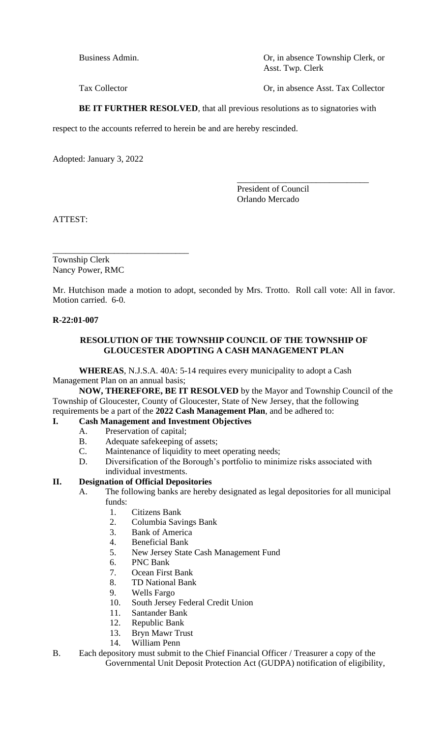Business Admin. Or, in absence Township Clerk, or Asst. Twp. Clerk

Tax Collector Or, in absence Asst. Tax Collector

**BE IT FURTHER RESOLVED**, that all previous resolutions as to signatories with respect to the accounts referred to herein be and are hereby rescinded.

Adopted: January 3, 2022

______________________________
President of Council
Orlando Mercado

ATTEST:

______________________________
Township Clerk
Nancy Power, RMC

Mr. Hutchison made a motion to adopt, seconded by Mrs. Trotto. Roll call vote: All in favor. Motion carried. 6-0.

**R-22:01-007**

**RESOLUTION OF THE TOWNSHIP COUNCIL OF THE TOWNSHIP OF GLOUCESTER ADOPTING A CASH MANAGEMENT PLAN**

**WHEREAS**, N.J.S.A. 40A: 5-14 requires every municipality to adopt a Cash Management Plan on an annual basis;

**NOW, THEREFORE, BE IT RESOLVED** by the Mayor and Township Council of the Township of Gloucester, County of Gloucester, State of New Jersey, that the following requirements be a part of the **2022 Cash Management Plan**, and be adhered to:

**I. Cash Management and Investment Objectives**

A. Preservation of capital;
B. Adequate safekeeping of assets;
C. Maintenance of liquidity to meet operating needs;
D. Diversification of the Borough's portfolio to minimize risks associated with individual investments.

**II. Designation of Official Depositories**

A. The following banks are hereby designated as legal depositories for all municipal funds:

1. Citizens Bank
2. Columbia Savings Bank
3. Bank of America
4. Beneficial Bank
5. New Jersey State Cash Management Fund
6. PNC Bank
7. Ocean First Bank
8. TD National Bank
9. Wells Fargo
10. South Jersey Federal Credit Union
11. Santander Bank
12. Republic Bank
13. Bryn Mawr Trust
14. William Penn

B. Each depository must submit to the Chief Financial Officer / Treasurer a copy of the Governmental Unit Deposit Protection Act (GUDPA) notification of eligibility,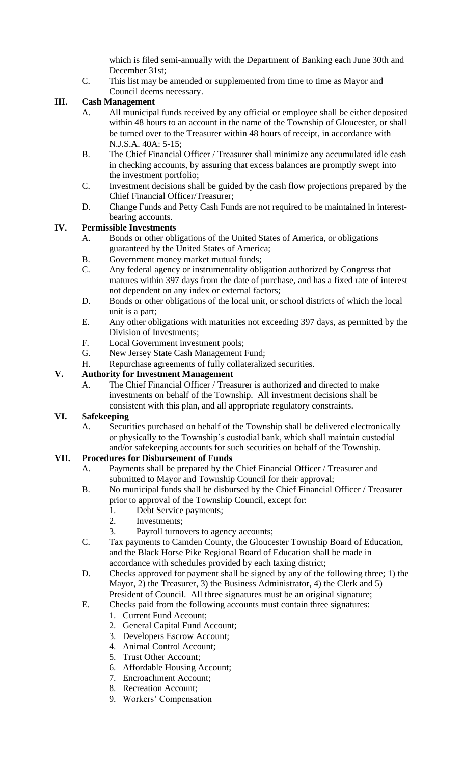which is filed semi-annually with the Department of Banking each June 30th and December 31st;

C. This list may be amended or supplemented from time to time as Mayor and Council deems necessary.

**III. Cash Management**

A. All municipal funds received by any official or employee shall be either deposited within 48 hours to an account in the name of the Township of Gloucester, or shall be turned over to the Treasurer within 48 hours of receipt, in accordance with N.J.S.A. 40A: 5-15;

B. The Chief Financial Officer / Treasurer shall minimize any accumulated idle cash in checking accounts, by assuring that excess balances are promptly swept into the investment portfolio;

C. Investment decisions shall be guided by the cash flow projections prepared by the Chief Financial Officer/Treasurer;

D. Change Funds and Petty Cash Funds are not required to be maintained in interest-bearing accounts.

**IV. Permissible Investments**

A. Bonds or other obligations of the United States of America, or obligations guaranteed by the United States of America;

B. Government money market mutual funds;

C. Any federal agency or instrumentality obligation authorized by Congress that matures within 397 days from the date of purchase, and has a fixed rate of interest not dependent on any index or external factors;

D. Bonds or other obligations of the local unit, or school districts of which the local unit is a part;

E. Any other obligations with maturities not exceeding 397 days, as permitted by the Division of Investments;

F. Local Government investment pools;

G. New Jersey State Cash Management Fund;

H. Repurchase agreements of fully collateralized securities.

**V. Authority for Investment Management**

A. The Chief Financial Officer / Treasurer is authorized and directed to make investments on behalf of the Township. All investment decisions shall be consistent with this plan, and all appropriate regulatory constraints.

**VI. Safekeeping**

A. Securities purchased on behalf of the Township shall be delivered electronically or physically to the Township's custodial bank, which shall maintain custodial and/or safekeeping accounts for such securities on behalf of the Township.

**VII. Procedures for Disbursement of Funds**

A. Payments shall be prepared by the Chief Financial Officer / Treasurer and submitted to Mayor and Township Council for their approval;

B. No municipal funds shall be disbursed by the Chief Financial Officer / Treasurer prior to approval of the Township Council, except for:
   1. Debt Service payments;
   2. Investments;
   3. Payroll turnovers to agency accounts;

C. Tax payments to Camden County, the Gloucester Township Board of Education, and the Black Horse Pike Regional Board of Education shall be made in accordance with schedules provided by each taxing district;

D. Checks approved for payment shall be signed by any of the following three; 1) the Mayor, 2) the Treasurer, 3) the Business Administrator, 4) the Clerk and 5) President of Council. All three signatures must be an original signature;

E. Checks paid from the following accounts must contain three signatures:
   1. Current Fund Account;
   2. General Capital Fund Account;
   3. Developers Escrow Account;
   4. Animal Control Account;
   5. Trust Other Account;
   6. Affordable Housing Account;
   7. Encroachment Account;
   8. Recreation Account;
   9. Workers' Compensation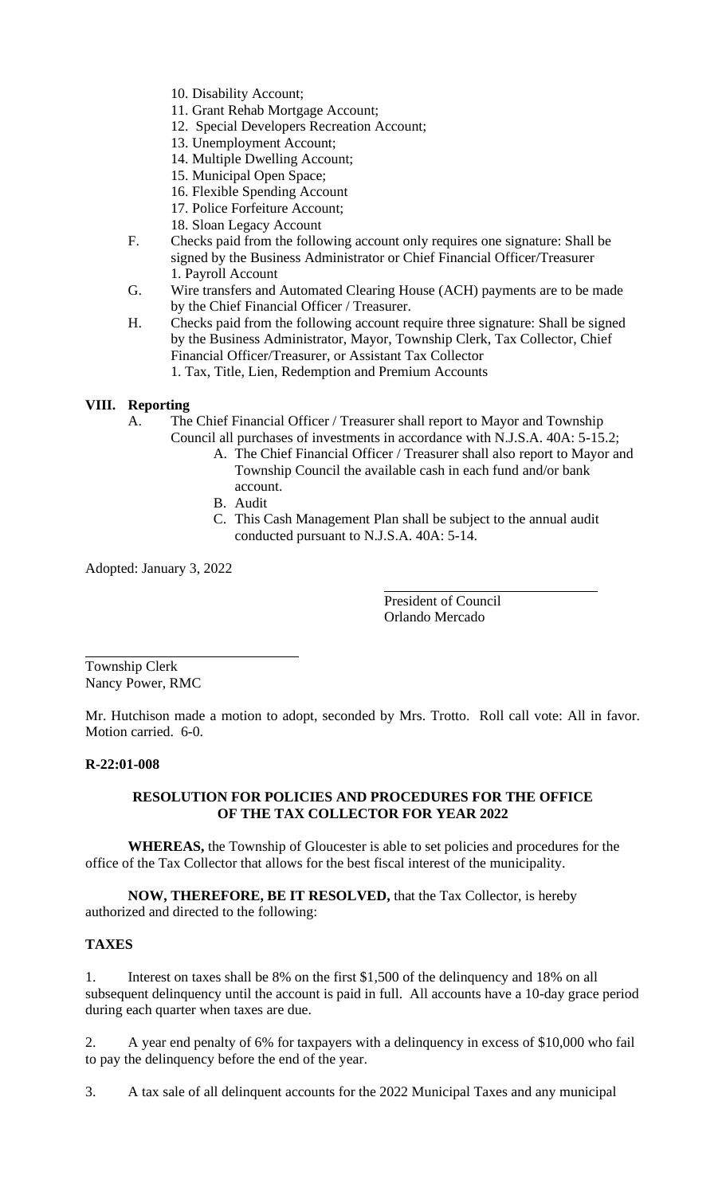10. Disability Account;
11. Grant Rehab Mortgage Account;
12. Special Developers Recreation Account;
13. Unemployment Account;
14. Multiple Dwelling Account;
15. Municipal Open Space;
16. Flexible Spending Account
17. Police Forfeiture Account;
18. Sloan Legacy Account

F. Checks paid from the following account only requires one signature: Shall be signed by the Business Administrator or Chief Financial Officer/Treasurer
   1. Payroll Account

G. Wire transfers and Automated Clearing House (ACH) payments are to be made by the Chief Financial Officer / Treasurer.

H. Checks paid from the following account require three signature: Shall be signed by the Business Administrator, Mayor, Township Clerk, Tax Collector, Chief Financial Officer/Treasurer, or Assistant Tax Collector
   1. Tax, Title, Lien, Redemption and Premium Accounts

**VIII. Reporting**

A. The Chief Financial Officer / Treasurer shall report to Mayor and Township Council all purchases of investments in accordance with N.J.S.A. 40A: 5-15.2;
   A. The Chief Financial Officer / Treasurer shall also report to Mayor and Township Council the available cash in each fund and/or bank account.
   B. Audit
   C. This Cash Management Plan shall be subject to the annual audit conducted pursuant to N.J.S.A. 40A: 5-14.

Adopted: January 3, 2022

President of Council
Orlando Mercado

Township Clerk
Nancy Power, RMC

Mr. Hutchison made a motion to adopt, seconded by Mrs. Trotto. Roll call vote: All in favor. Motion carried. 6-0.

**R-22:01-008**

**RESOLUTION FOR POLICIES AND PROCEDURES FOR THE OFFICE OF THE TAX COLLECTOR FOR YEAR 2022**

**WHEREAS,** the Township of Gloucester is able to set policies and procedures for the office of the Tax Collector that allows for the best fiscal interest of the municipality.

**NOW, THEREFORE, BE IT RESOLVED,** that the Tax Collector, is hereby authorized and directed to the following:

**TAXES**

1. Interest on taxes shall be 8% on the first $1,500 of the delinquency and 18% on all subsequent delinquency until the account is paid in full. All accounts have a 10-day grace period during each quarter when taxes are due.

2. A year end penalty of 6% for taxpayers with a delinquency in excess of $10,000 who fail to pay the delinquency before the end of the year.

3. A tax sale of all delinquent accounts for the 2022 Municipal Taxes and any municipal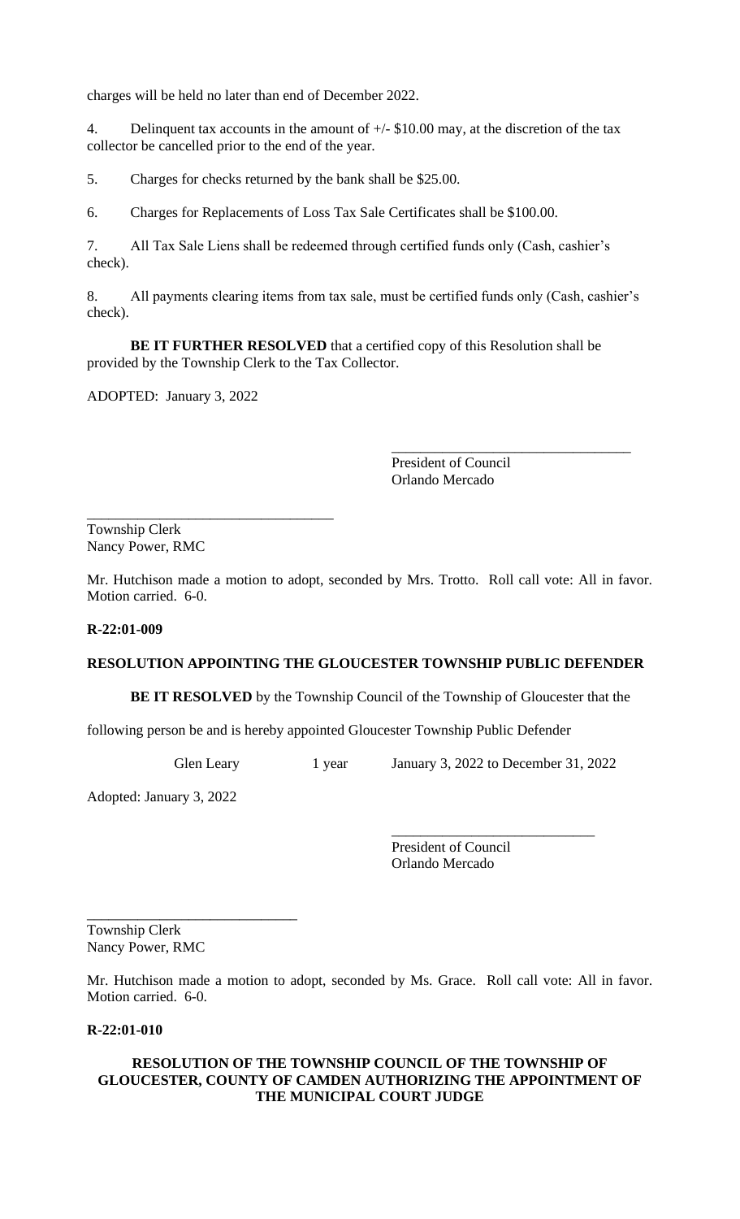charges will be held no later than end of December 2022.

4. Delinquent tax accounts in the amount of +/- $10.00 may, at the discretion of the tax collector be cancelled prior to the end of the year.

5. Charges for checks returned by the bank shall be $25.00.

6. Charges for Replacements of Loss Tax Sale Certificates shall be $100.00.

7. All Tax Sale Liens shall be redeemed through certified funds only (Cash, cashier's check).

8. All payments clearing items from tax sale, must be certified funds only (Cash, cashier's check).

**BE IT FURTHER RESOLVED** that a certified copy of this Resolution shall be provided by the Township Clerk to the Tax Collector.

ADOPTED: January 3, 2022

\_\_\_\_\_\_\_\_\_\_\_\_\_\_\_\_\_\_\_\_\_\_\_\_\_\_\_\_\_\_\_\_\_
President of Council
Orlando Mercado

\_\_\_\_\_\_\_\_\_\_\_\_\_\_\_\_\_\_\_\_\_\_\_\_\_\_\_\_\_\_\_\_\_
Township Clerk
Nancy Power, RMC

Mr. Hutchison made a motion to adopt, seconded by Mrs. Trotto. Roll call vote: All in favor. Motion carried. 6-0.

**R-22:01-009**

**RESOLUTION APPOINTING THE GLOUCESTER TOWNSHIP PUBLIC DEFENDER**

**BE IT RESOLVED** by the Township Council of the Township of Gloucester that the following person be and is hereby appointed Gloucester Township Public Defender

Glen Leary 1 year January 3, 2022 to December 31, 2022

Adopted: January 3, 2022

\_\_\_\_\_\_\_\_\_\_\_\_\_\_\_\_\_\_\_\_\_\_\_\_\_\_\_\_
President of Council
Orlando Mercado

\_\_\_\_\_\_\_\_\_\_\_\_\_\_\_\_\_\_\_\_\_\_\_\_\_\_\_\_
Township Clerk
Nancy Power, RMC

Mr. Hutchison made a motion to adopt, seconded by Ms. Grace. Roll call vote: All in favor. Motion carried. 6-0.

**R-22:01-010**

**RESOLUTION OF THE TOWNSHIP COUNCIL OF THE TOWNSHIP OF GLOUCESTER, COUNTY OF CAMDEN AUTHORIZING THE APPOINTMENT OF THE MUNICIPAL COURT JUDGE**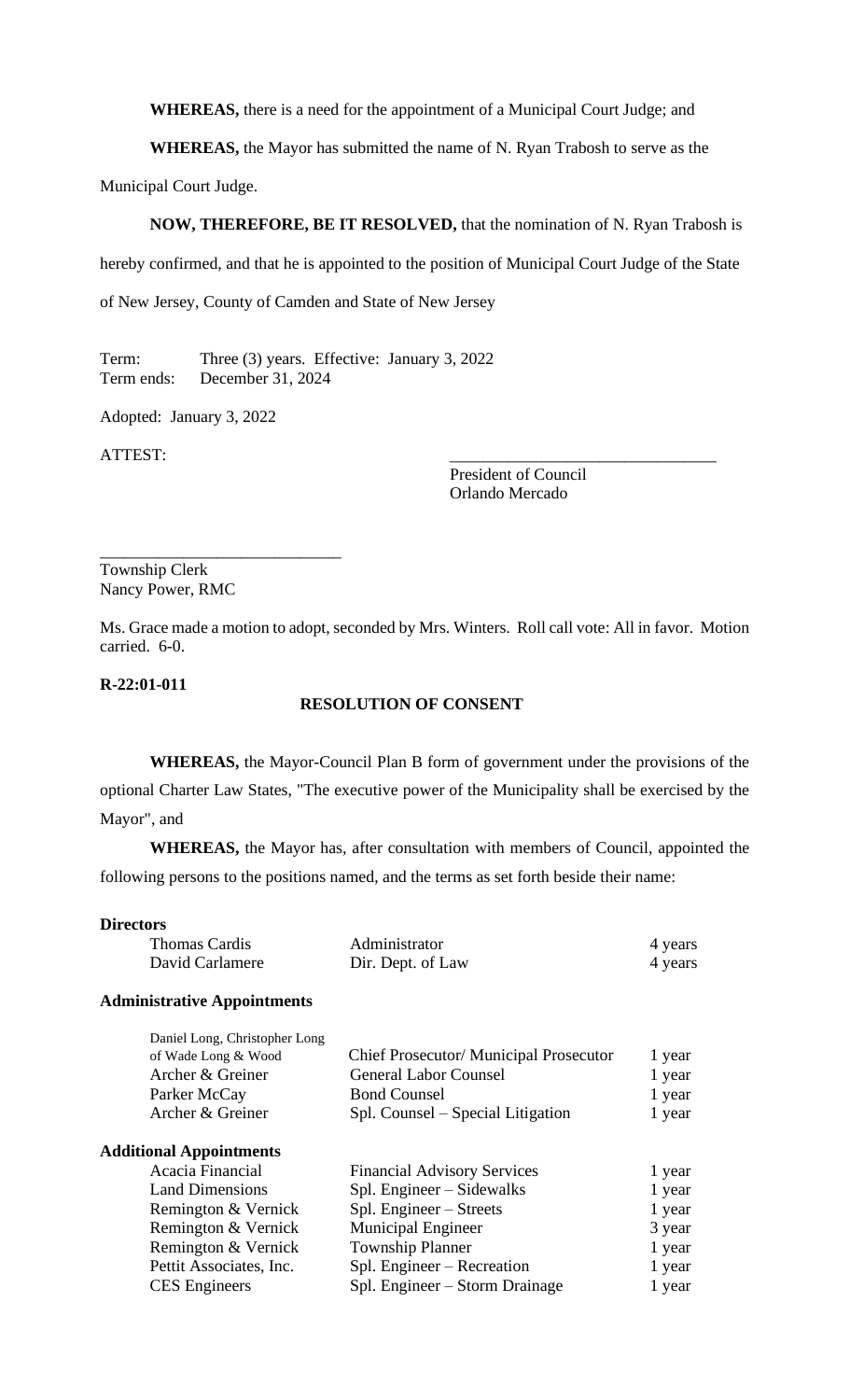**WHEREAS,** there is a need for the appointment of a Municipal Court Judge; and

**WHEREAS,** the Mayor has submitted the name of N. Ryan Trabosh to serve as the Municipal Court Judge.

**NOW, THEREFORE, BE IT RESOLVED,** that the nomination of N. Ryan Trabosh is hereby confirmed, and that he is appointed to the position of Municipal Court Judge of the State of New Jersey, County of Camden and State of New Jersey

Term: Three (3) years. Effective: January 3, 2022
Term ends: December 31, 2024

Adopted: January 3, 2022

ATTEST:

\_\_\_\_\_\_\_\_\_\_\_\_\_\_\_\_\_\_\_\_\_\_\_\_\_\_\_\_\_\_\_\_
President of Council
Orlando Mercado

\_\_\_\_\_\_\_\_\_\_\_\_\_\_\_\_\_\_\_\_\_\_\_\_\_\_\_\_\_\_
Township Clerk
Nancy Power, RMC

Ms. Grace made a motion to adopt, seconded by Mrs. Winters. Roll call vote: All in favor. Motion carried. 6-0.

**R-22:01-011**

**RESOLUTION OF CONSENT**

**WHEREAS,** the Mayor-Council Plan B form of government under the provisions of the optional Charter Law States, "The executive power of the Municipality shall be exercised by the Mayor", and

**WHEREAS,** the Mayor has, after consultation with members of Council, appointed the following persons to the positions named, and the terms as set forth beside their name:

**Directors**

| | | |
|---|---|---|
| Thomas Cardis | Administrator | 4 years |
| David Carlamere | Dir. Dept. of Law | 4 years |

**Administrative Appointments**

| | | |
|---|---|---|
| Daniel Long, Christopher Long of Wade Long & Wood | Chief Prosecutor/ Municipal Prosecutor | 1 year |
| Archer & Greiner | General Labor Counsel | 1 year |
| Parker McCay | Bond Counsel | 1 year |
| Archer & Greiner | Spl. Counsel – Special Litigation | 1 year |

**Additional Appointments**

| | | |
|---|---|---|
| Acacia Financial | Financial Advisory Services | 1 year |
| Land Dimensions | Spl. Engineer – Sidewalks | 1 year |
| Remington & Vernick | Spl. Engineer – Streets | 1 year |
| Remington & Vernick | Municipal Engineer | 3 year |
| Remington & Vernick | Township Planner | 1 year |
| Pettit Associates, Inc. | Spl. Engineer – Recreation | 1 year |
| CES Engineers | Spl. Engineer – Storm Drainage | 1 year |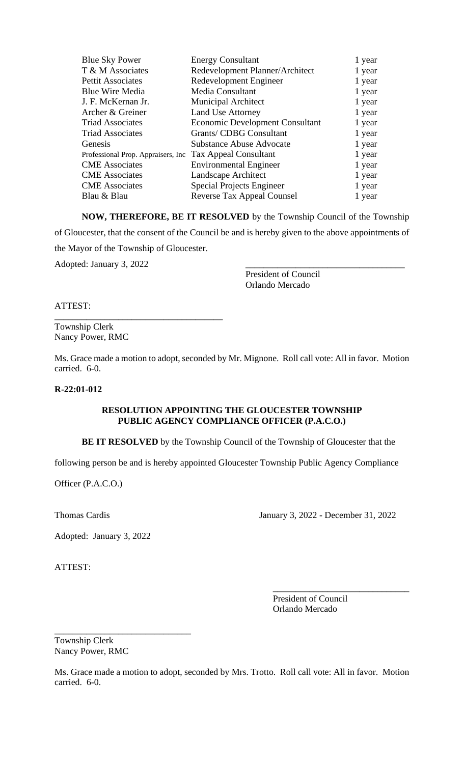| | | |
|---|---|---|
| Blue Sky Power | Energy Consultant | 1 year |
| T & M Associates | Redevelopment Planner/Architect | 1 year |
| Pettit Associates | Redevelopment Engineer | 1 year |
| Blue Wire Media | Media Consultant | 1 year |
| J. F. McKernan Jr. | Municipal Architect | 1 year |
| Archer & Greiner | Land Use Attorney | 1 year |
| Triad Associates | Economic Development Consultant | 1 year |
| Triad Associates | Grants/ CDBG Consultant | 1 year |
| Genesis | Substance Abuse Advocate | 1 year |
| Professional Prop. Appraisers, Inc | Tax Appeal Consultant | 1 year |
| CME Associates | Environmental Engineer | 1 year |
| CME Associates | Landscape Architect | 1 year |
| CME Associates | Special Projects Engineer | 1 year |
| Blau & Blau | Reverse Tax Appeal Counsel | 1 year |

**NOW, THEREFORE, BE IT RESOLVED** by the Township Council of the Township of Gloucester, that the consent of the Council be and is hereby given to the above appointments of the Mayor of the Township of Gloucester.

Adopted: January 3, 2022

\_\_\_\_\_\_\_\_\_\_\_\_\_\_\_\_\_\_\_\_\_\_\_\_\_\_\_\_\_\_\_\_\_\_\_\_
President of Council
Orlando Mercado

ATTEST:

\_\_\_\_\_\_\_\_\_\_\_\_\_\_\_\_\_\_\_\_\_\_\_\_\_\_\_\_\_\_\_\_\_\_\_\_
Township Clerk
Nancy Power, RMC

Ms. Grace made a motion to adopt, seconded by Mr. Mignone. Roll call vote: All in favor. Motion carried. 6-0.

**R-22:01-012**

**RESOLUTION APPOINTING THE GLOUCESTER TOWNSHIP PUBLIC AGENCY COMPLIANCE OFFICER (P.A.C.O.)**

**BE IT RESOLVED** by the Township Council of the Township of Gloucester that the following person be and is hereby appointed Gloucester Township Public Agency Compliance Officer (P.A.C.O.)

Thomas Cardis January 3, 2022 - December 31, 2022

Adopted: January 3, 2022

ATTEST:

\_\_\_\_\_\_\_\_\_\_\_\_\_\_\_\_\_\_\_\_\_\_\_\_\_\_\_\_\_\_
President of Council
Orlando Mercado

\_\_\_\_\_\_\_\_\_\_\_\_\_\_\_\_\_\_\_\_\_\_\_\_\_\_\_\_\_\_
Township Clerk
Nancy Power, RMC

Ms. Grace made a motion to adopt, seconded by Mrs. Trotto. Roll call vote: All in favor. Motion carried. 6-0.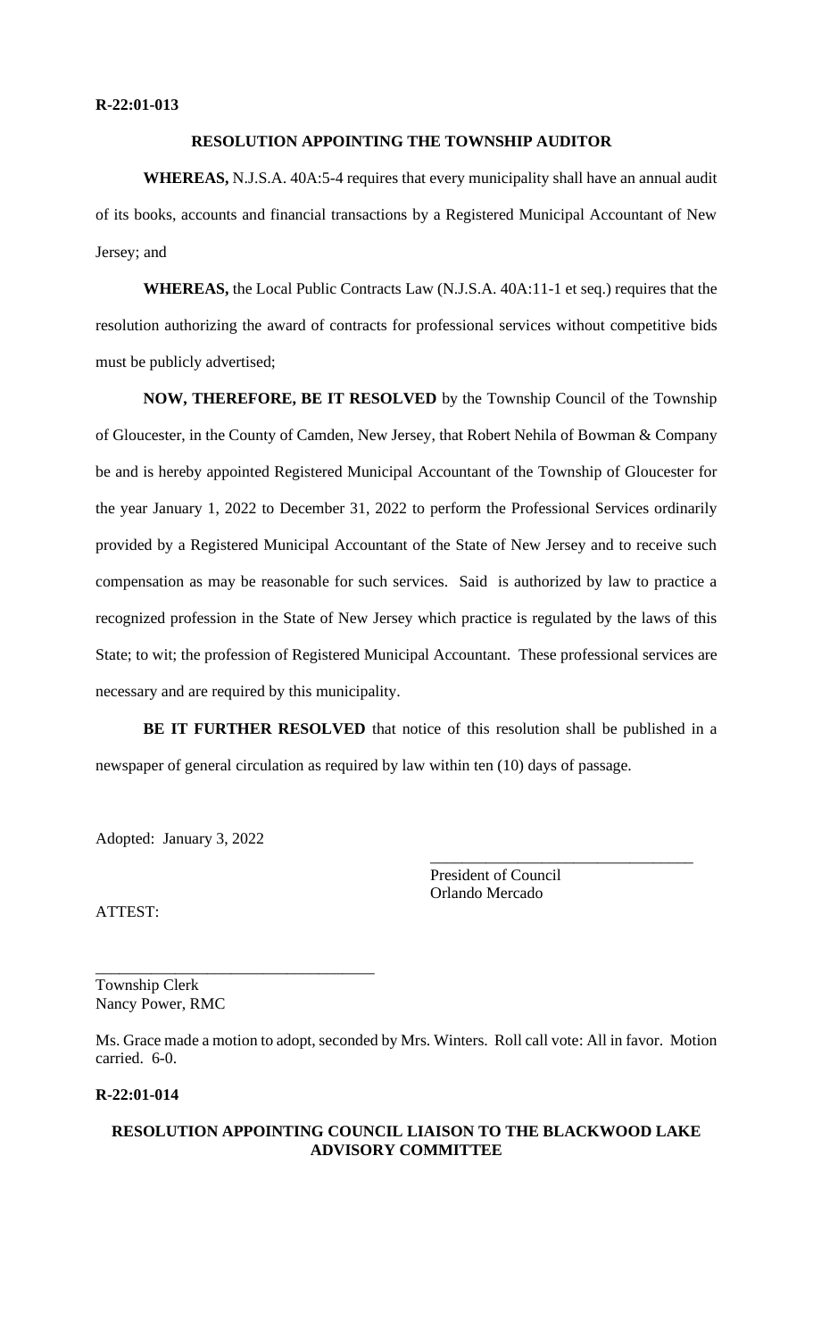**R-22:01-013**

**RESOLUTION APPOINTING THE TOWNSHIP AUDITOR**

**WHEREAS,** N.J.S.A. 40A:5-4 requires that every municipality shall have an annual audit of its books, accounts and financial transactions by a Registered Municipal Accountant of New Jersey; and

**WHEREAS,** the Local Public Contracts Law (N.J.S.A. 40A:11-1 et seq.) requires that the resolution authorizing the award of contracts for professional services without competitive bids must be publicly advertised;

**NOW, THEREFORE, BE IT RESOLVED** by the Township Council of the Township of Gloucester, in the County of Camden, New Jersey, that Robert Nehila of Bowman & Company be and is hereby appointed Registered Municipal Accountant of the Township of Gloucester for the year January 1, 2022 to December 31, 2022 to perform the Professional Services ordinarily provided by a Registered Municipal Accountant of the State of New Jersey and to receive such compensation as may be reasonable for such services. Said is authorized by law to practice a recognized profession in the State of New Jersey which practice is regulated by the laws of this State; to wit; the profession of Registered Municipal Accountant. These professional services are necessary and are required by this municipality.

**BE IT FURTHER RESOLVED** that notice of this resolution shall be published in a newspaper of general circulation as required by law within ten (10) days of passage.

Adopted: January 3, 2022

\_\_\_\_\_\_\_\_\_\_\_\_\_\_\_\_\_\_\_\_\_\_\_\_\_\_\_\_\_\_\_\_\_
President of Council
Orlando Mercado

ATTEST:

\_\_\_\_\_\_\_\_\_\_\_\_\_\_\_\_\_\_\_\_\_\_\_\_\_\_\_\_\_\_\_\_\_\_\_
Township Clerk
Nancy Power, RMC

Ms. Grace made a motion to adopt, seconded by Mrs. Winters. Roll call vote: All in favor. Motion carried. 6-0.

**R-22:01-014**

**RESOLUTION APPOINTING COUNCIL LIAISON TO THE BLACKWOOD LAKE ADVISORY COMMITTEE**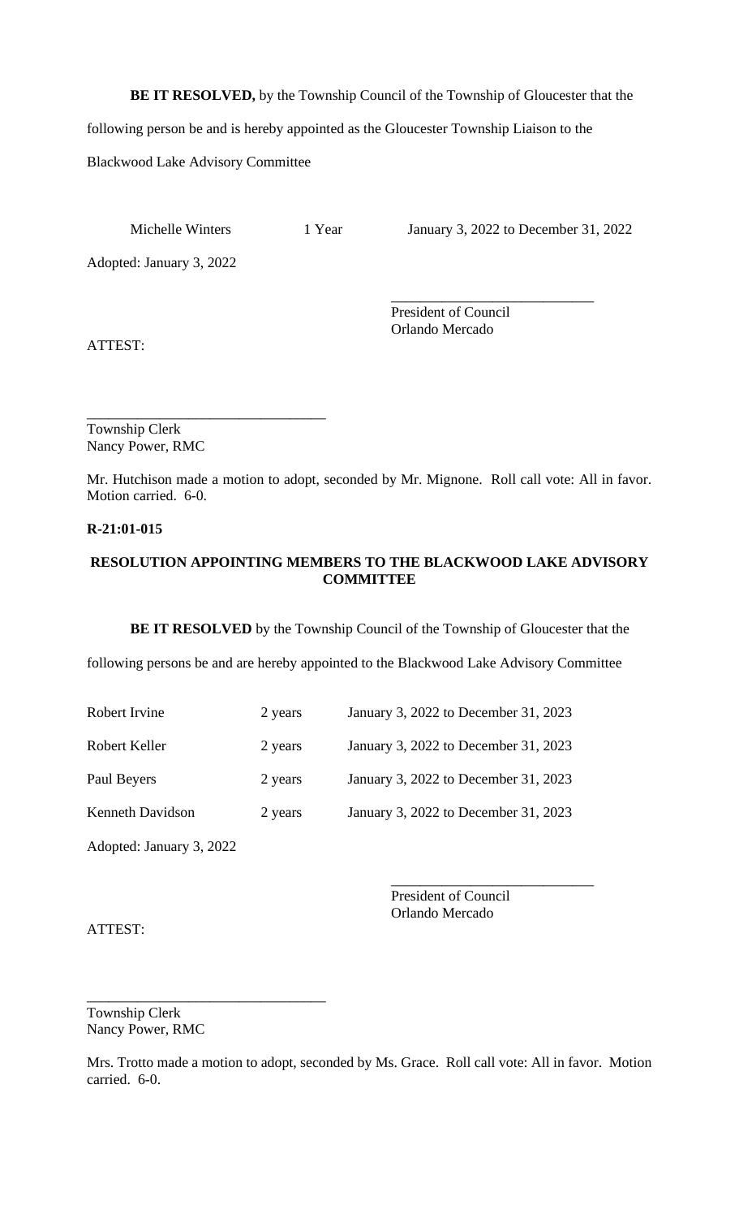**BE IT RESOLVED,** by the Township Council of the Township of Gloucester that the following person be and is hereby appointed as the Gloucester Township Liaison to the Blackwood Lake Advisory Committee

| | | |
|---|---|---|
| Michelle Winters | 1 Year | January 3, 2022 to December 31, 2022 |

Adopted: January 3, 2022

\_\_\_\_\_\_\_\_\_\_\_\_\_\_\_\_\_\_\_\_\_\_\_\_\_\_\_\_
President of Council
Orlando Mercado

ATTEST:

\_\_\_\_\_\_\_\_\_\_\_\_\_\_\_\_\_\_\_\_\_\_\_\_\_\_\_\_\_\_\_\_\_
Township Clerk
Nancy Power, RMC

Mr. Hutchison made a motion to adopt, seconded by Mr. Mignone. Roll call vote: All in favor. Motion carried. 6-0.

**R-21:01-015**

**RESOLUTION APPOINTING MEMBERS TO THE BLACKWOOD LAKE ADVISORY COMMITTEE**

**BE IT RESOLVED** by the Township Council of the Township of Gloucester that the following persons be and are hereby appointed to the Blackwood Lake Advisory Committee

| | | |
|---|---|---|
| Robert Irvine | 2 years | January 3, 2022 to December 31, 2023 |
| Robert Keller | 2 years | January 3, 2022 to December 31, 2023 |
| Paul Beyers | 2 years | January 3, 2022 to December 31, 2023 |
| Kenneth Davidson | 2 years | January 3, 2022 to December 31, 2023 |

Adopted: January 3, 2022

\_\_\_\_\_\_\_\_\_\_\_\_\_\_\_\_\_\_\_\_\_\_\_\_\_\_\_\_
President of Council
Orlando Mercado

ATTEST:

\_\_\_\_\_\_\_\_\_\_\_\_\_\_\_\_\_\_\_\_\_\_\_\_\_\_\_\_\_\_\_\_\_
Township Clerk
Nancy Power, RMC

Mrs. Trotto made a motion to adopt, seconded by Ms. Grace. Roll call vote: All in favor. Motion carried. 6-0.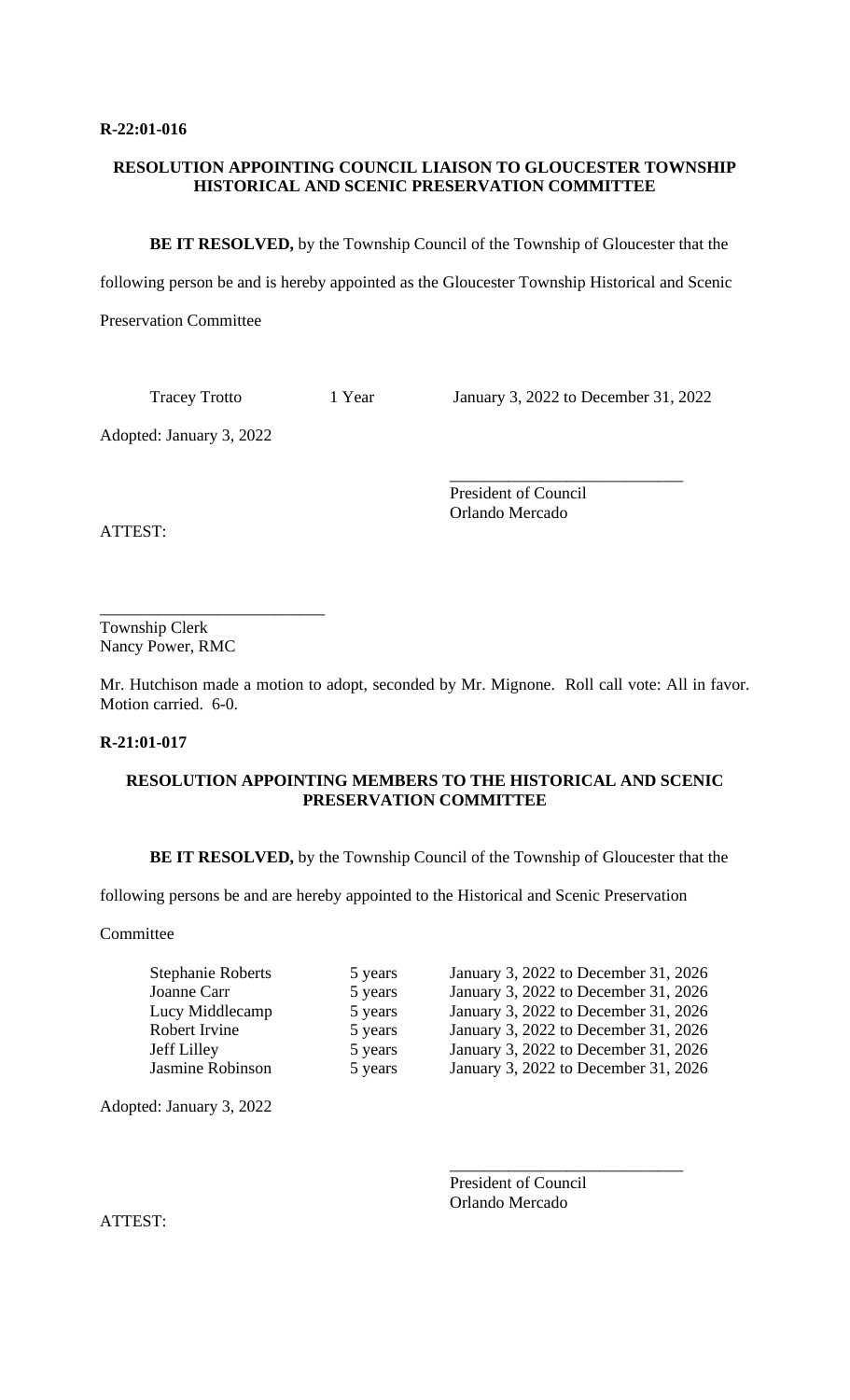**R-22:01-016**

**RESOLUTION APPOINTING COUNCIL LIAISON TO GLOUCESTER TOWNSHIP HISTORICAL AND SCENIC PRESERVATION COMMITTEE**

**BE IT RESOLVED,** by the Township Council of the Township of Gloucester that the following person be and is hereby appointed as the Gloucester Township Historical and Scenic Preservation Committee

| | | |
|---|---|---|
| Tracey Trotto | 1 Year | January 3, 2022 to December 31, 2022 |

Adopted: January 3, 2022

\_\_\_\_\_\_\_\_\_\_\_\_\_\_\_\_\_\_\_\_\_\_\_\_\_\_\_\_
President of Council
Orlando Mercado

ATTEST:

\_\_\_\_\_\_\_\_\_\_\_\_\_\_\_\_\_\_\_\_\_\_\_\_\_\_\_
Township Clerk
Nancy Power, RMC

Mr. Hutchison made a motion to adopt, seconded by Mr. Mignone. Roll call vote: All in favor. Motion carried. 6-0.

**R-21:01-017**

**RESOLUTION APPOINTING MEMBERS TO THE HISTORICAL AND SCENIC PRESERVATION COMMITTEE**

**BE IT RESOLVED,** by the Township Council of the Township of Gloucester that the following persons be and are hereby appointed to the Historical and Scenic Preservation Committee

| | | |
|---|---|---|
| Stephanie Roberts | 5 years | January 3, 2022 to December 31, 2026 |
| Joanne Carr | 5 years | January 3, 2022 to December 31, 2026 |
| Lucy Middlecamp | 5 years | January 3, 2022 to December 31, 2026 |
| Robert Irvine | 5 years | January 3, 2022 to December 31, 2026 |
| Jeff Lilley | 5 years | January 3, 2022 to December 31, 2026 |
| Jasmine Robinson | 5 years | January 3, 2022 to December 31, 2026 |

Adopted: January 3, 2022

\_\_\_\_\_\_\_\_\_\_\_\_\_\_\_\_\_\_\_\_\_\_\_\_\_\_\_\_
President of Council
Orlando Mercado

ATTEST: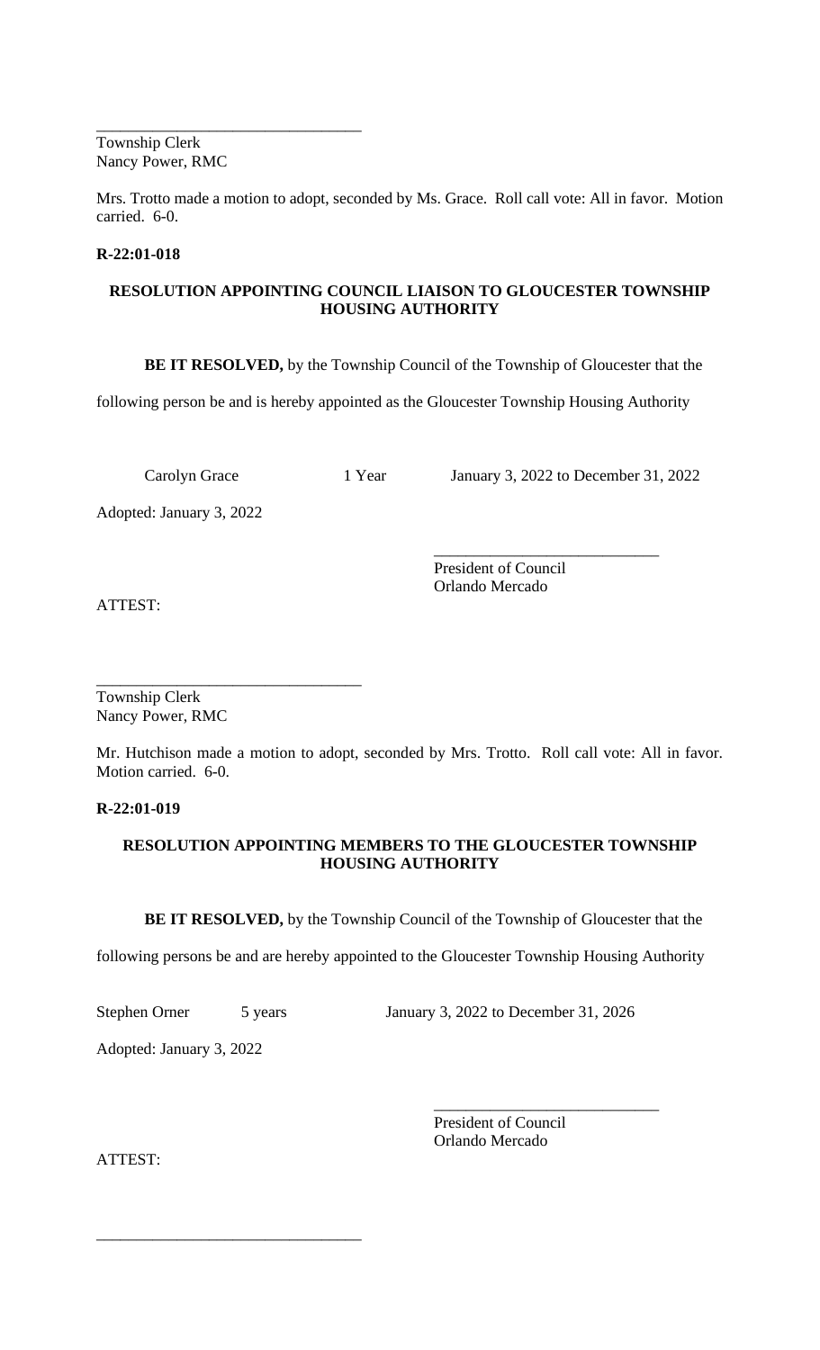\_\_\_\_\_\_\_\_\_\_\_\_\_\_\_\_\_\_\_\_\_\_\_\_\_\_\_\_\_\_\_\_\_
Township Clerk
Nancy Power, RMC

Mrs. Trotto made a motion to adopt, seconded by Ms. Grace. Roll call vote: All in favor. Motion carried. 6-0.

**R-22:01-018**

**RESOLUTION APPOINTING COUNCIL LIAISON TO GLOUCESTER TOWNSHIP HOUSING AUTHORITY**

**BE IT RESOLVED,** by the Township Council of the Township of Gloucester that the following person be and is hereby appointed as the Gloucester Township Housing Authority

| | | |
|---|---|---|
| Carolyn Grace | 1 Year | January 3, 2022 to December 31, 2022 |

Adopted: January 3, 2022

\_\_\_\_\_\_\_\_\_\_\_\_\_\_\_\_\_\_\_\_\_\_\_\_\_\_\_\_
President of Council
Orlando Mercado

ATTEST:

\_\_\_\_\_\_\_\_\_\_\_\_\_\_\_\_\_\_\_\_\_\_\_\_\_\_\_\_\_\_\_\_\_
Township Clerk
Nancy Power, RMC

Mr. Hutchison made a motion to adopt, seconded by Mrs. Trotto. Roll call vote: All in favor. Motion carried. 6-0.

**R-22:01-019**

**RESOLUTION APPOINTING MEMBERS TO THE GLOUCESTER TOWNSHIP HOUSING AUTHORITY**

**BE IT RESOLVED,** by the Township Council of the Township of Gloucester that the following persons be and are hereby appointed to the Gloucester Township Housing Authority

| | | |
|---|---|---|
| Stephen Orner | 5 years | January 3, 2022 to December 31, 2026 |

Adopted: January 3, 2022

\_\_\_\_\_\_\_\_\_\_\_\_\_\_\_\_\_\_\_\_\_\_\_\_\_\_\_\_
President of Council
Orlando Mercado

ATTEST:

\_\_\_\_\_\_\_\_\_\_\_\_\_\_\_\_\_\_\_\_\_\_\_\_\_\_\_\_\_\_\_\_\_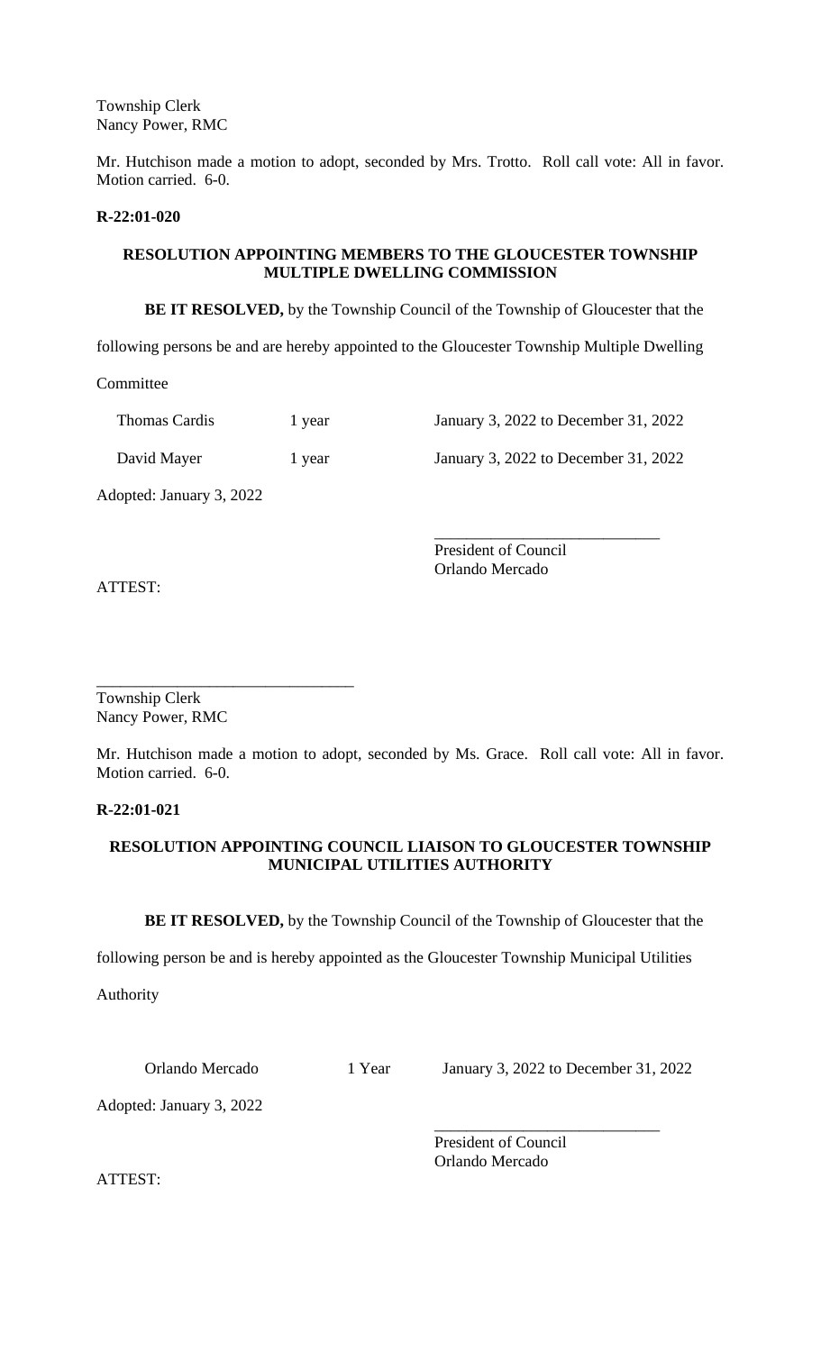Township Clerk
Nancy Power, RMC

Mr. Hutchison made a motion to adopt, seconded by Mrs. Trotto. Roll call vote: All in favor. Motion carried. 6-0.

**R-22:01-020**

**RESOLUTION APPOINTING MEMBERS TO THE GLOUCESTER TOWNSHIP MULTIPLE DWELLING COMMISSION**

**BE IT RESOLVED,** by the Township Council of the Township of Gloucester that the following persons be and are hereby appointed to the Gloucester Township Multiple Dwelling Committee

| | | |
|---|---|---|
| Thomas Cardis | 1 year | January 3, 2022 to December 31, 2022 |
| David Mayer | 1 year | January 3, 2022 to December 31, 2022 |

Adopted: January 3, 2022

____________________________
President of Council
Orlando Mercado

ATTEST:

________________________________
Township Clerk
Nancy Power, RMC

Mr. Hutchison made a motion to adopt, seconded by Ms. Grace. Roll call vote: All in favor. Motion carried. 6-0.

**R-22:01-021**

**RESOLUTION APPOINTING COUNCIL LIAISON TO GLOUCESTER TOWNSHIP MUNICIPAL UTILITIES AUTHORITY**

**BE IT RESOLVED,** by the Township Council of the Township of Gloucester that the following person be and is hereby appointed as the Gloucester Township Municipal Utilities Authority

| | | |
|---|---|---|
| Orlando Mercado | 1 Year | January 3, 2022 to December 31, 2022 |

Adopted: January 3, 2022

____________________________
President of Council
Orlando Mercado

ATTEST: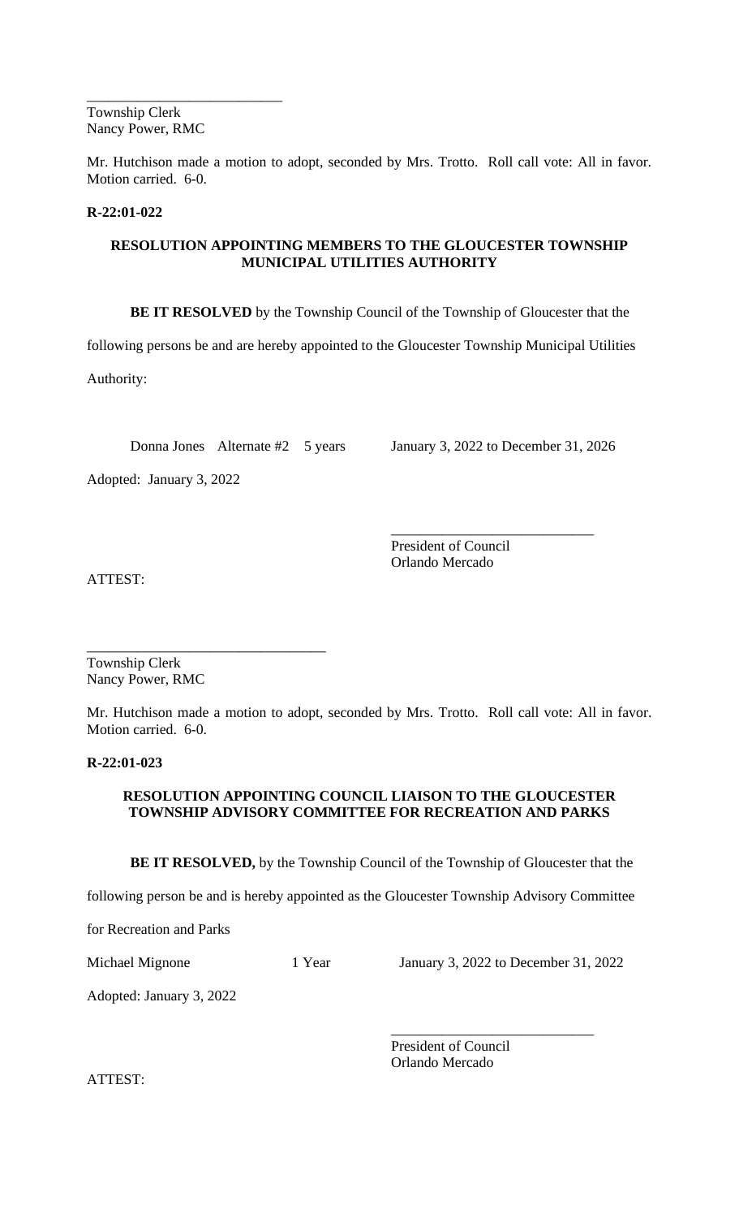\_\_\_\_\_\_\_\_\_\_\_\_\_\_\_\_\_\_\_\_\_\_\_\_\_\_\_
Township Clerk
Nancy Power, RMC

Mr. Hutchison made a motion to adopt, seconded by Mrs. Trotto. Roll call vote: All in favor. Motion carried. 6-0.

**R-22:01-022**

**RESOLUTION APPOINTING MEMBERS TO THE GLOUCESTER TOWNSHIP MUNICIPAL UTILITIES AUTHORITY**

**BE IT RESOLVED** by the Township Council of the Township of Gloucester that the following persons be and are hereby appointed to the Gloucester Township Municipal Utilities Authority:

Donna Jones Alternate #2 5 years January 3, 2022 to December 31, 2026

Adopted: January 3, 2022

\_\_\_\_\_\_\_\_\_\_\_\_\_\_\_\_\_\_\_\_\_\_\_\_\_\_\_\_
President of Council
Orlando Mercado

ATTEST:

\_\_\_\_\_\_\_\_\_\_\_\_\_\_\_\_\_\_\_\_\_\_\_\_\_\_\_\_\_\_\_\_\_
Township Clerk
Nancy Power, RMC

Mr. Hutchison made a motion to adopt, seconded by Mrs. Trotto. Roll call vote: All in favor. Motion carried. 6-0.

**R-22:01-023**

**RESOLUTION APPOINTING COUNCIL LIAISON TO THE GLOUCESTER TOWNSHIP ADVISORY COMMITTEE FOR RECREATION AND PARKS**

**BE IT RESOLVED,** by the Township Council of the Township of Gloucester that the following person be and is hereby appointed as the Gloucester Township Advisory Committee for Recreation and Parks

Michael Mignone 1 Year January 3, 2022 to December 31, 2022

Adopted: January 3, 2022

\_\_\_\_\_\_\_\_\_\_\_\_\_\_\_\_\_\_\_\_\_\_\_\_\_\_\_\_
President of Council
Orlando Mercado

ATTEST: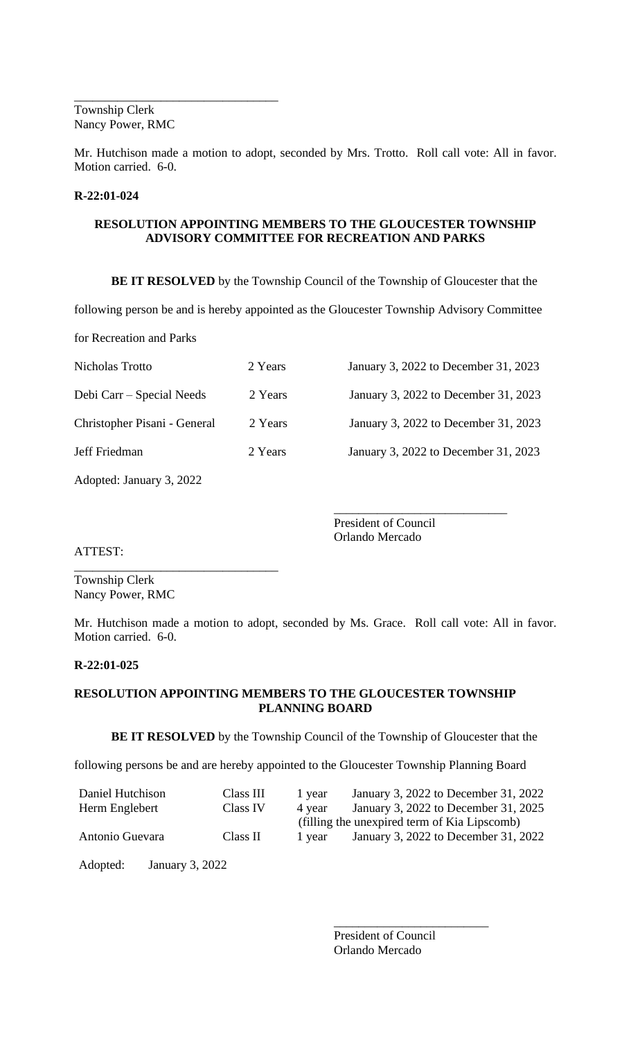\_\_\_\_\_\_\_\_\_\_\_\_\_\_\_\_\_\_\_\_\_\_\_\_\_\_\_\_\_\_\_\_
Township Clerk
Nancy Power, RMC

Mr. Hutchison made a motion to adopt, seconded by Mrs. Trotto. Roll call vote: All in favor. Motion carried. 6-0.

**R-22:01-024**

**RESOLUTION APPOINTING MEMBERS TO THE GLOUCESTER TOWNSHIP ADVISORY COMMITTEE FOR RECREATION AND PARKS**

**BE IT RESOLVED** by the Township Council of the Township of Gloucester that the following person be and is hereby appointed as the Gloucester Township Advisory Committee for Recreation and Parks

| | | |
|---|---|---|
| Nicholas Trotto | 2 Years | January 3, 2022 to December 31, 2023 |
| Debi Carr – Special Needs | 2 Years | January 3, 2022 to December 31, 2023 |
| Christopher Pisani - General | 2 Years | January 3, 2022 to December 31, 2023 |
| Jeff Friedman | 2 Years | January 3, 2022 to December 31, 2023 |

Adopted: January 3, 2022

\_\_\_\_\_\_\_\_\_\_\_\_\_\_\_\_\_\_\_\_\_\_\_\_\_\_\_\_
President of Council
Orlando Mercado

ATTEST:

\_\_\_\_\_\_\_\_\_\_\_\_\_\_\_\_\_\_\_\_\_\_\_\_\_\_\_\_\_\_\_\_
Township Clerk
Nancy Power, RMC

Mr. Hutchison made a motion to adopt, seconded by Ms. Grace. Roll call vote: All in favor. Motion carried. 6-0.

**R-22:01-025**

**RESOLUTION APPOINTING MEMBERS TO THE GLOUCESTER TOWNSHIP PLANNING BOARD**

**BE IT RESOLVED** by the Township Council of the Township of Gloucester that the following persons be and are hereby appointed to the Gloucester Township Planning Board

| | | | |
|---|---|---|---|
| Daniel Hutchison | Class III | 1 year | January 3, 2022 to December 31, 2022 |
| Herm Englebert | Class IV | 4 year | January 3, 2022 to December 31, 2025 |
| | | (filling the unexpired term of Kia Lipscomb) | |
| Antonio Guevara | Class II | 1 year | January 3, 2022 to December 31, 2022 |

Adopted: January 3, 2022

\_\_\_\_\_\_\_\_\_\_\_\_\_\_\_\_\_\_\_\_\_\_\_\_\_\_
President of Council
Orlando Mercado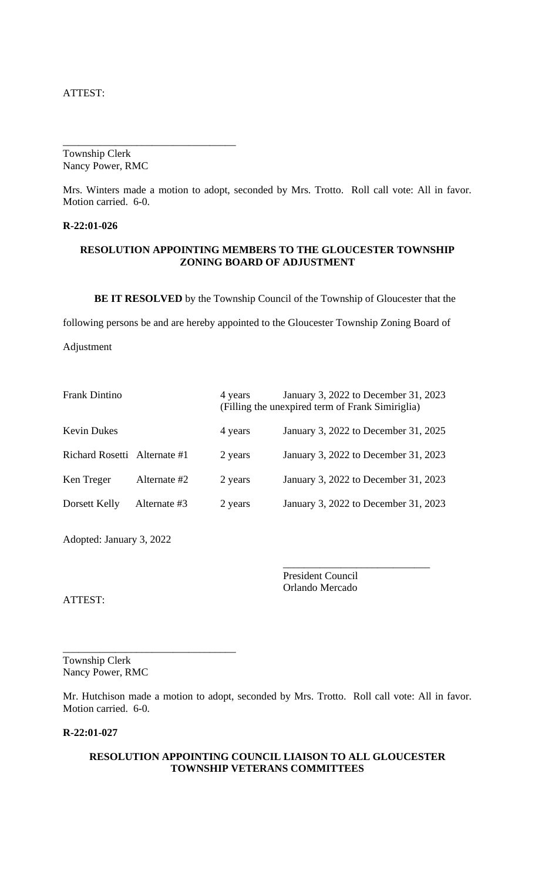ATTEST:

\_\_\_\_\_\_\_\_\_\_\_\_\_\_\_\_\_\_\_\_\_\_\_\_\_\_\_\_\_\_\_\_\_

Township Clerk
Nancy Power, RMC

Mrs. Winters made a motion to adopt, seconded by Mrs. Trotto. Roll call vote: All in favor. Motion carried. 6-0.

**R-22:01-026**

**RESOLUTION APPOINTING MEMBERS TO THE GLOUCESTER TOWNSHIP ZONING BOARD OF ADJUSTMENT**

**BE IT RESOLVED** by the Township Council of the Township of Gloucester that the following persons be and are hereby appointed to the Gloucester Township Zoning Board of Adjustment

| Name | Position | Term | Dates |
|---|---|---|---|
| Frank Dintino | | 4 years | January 3, 2022 to December 31, 2023 (Filling the unexpired term of Frank Simiriglia) |
| Kevin Dukes | | 4 years | January 3, 2022 to December 31, 2025 |
| Richard Rosetti | Alternate #1 | 2 years | January 3, 2022 to December 31, 2023 |
| Ken Treger | Alternate #2 | 2 years | January 3, 2022 to December 31, 2023 |
| Dorsett Kelly | Alternate #3 | 2 years | January 3, 2022 to December 31, 2023 |

Adopted: January 3, 2022

\_\_\_\_\_\_\_\_\_\_\_\_\_\_\_\_\_\_\_\_\_\_\_\_\_\_\_\_

President Council
Orlando Mercado

ATTEST:

\_\_\_\_\_\_\_\_\_\_\_\_\_\_\_\_\_\_\_\_\_\_\_\_\_\_\_\_\_\_\_\_\_

Township Clerk
Nancy Power, RMC

Mr. Hutchison made a motion to adopt, seconded by Mrs. Trotto. Roll call vote: All in favor. Motion carried. 6-0.

**R-22:01-027**

**RESOLUTION APPOINTING COUNCIL LIAISON TO ALL GLOUCESTER TOWNSHIP VETERANS COMMITTEES**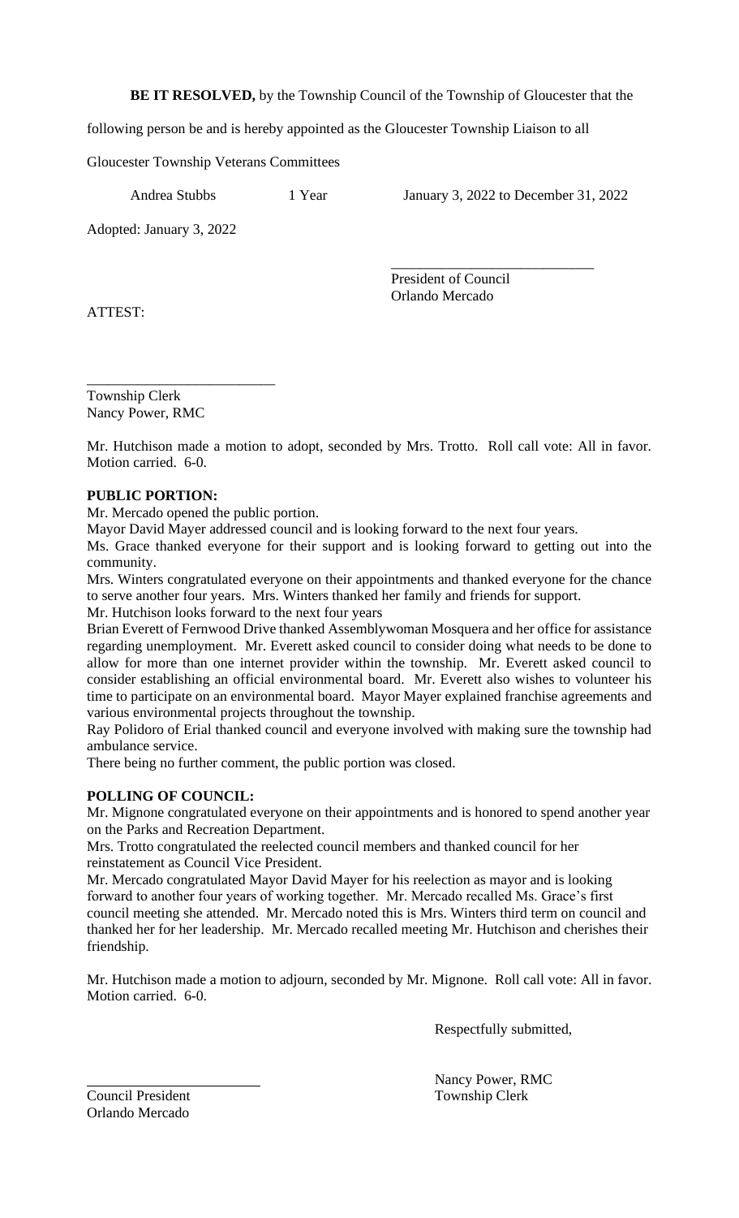**BE IT RESOLVED,** by the Township Council of the Township of Gloucester that the following person be and is hereby appointed as the Gloucester Township Liaison to all Gloucester Township Veterans Committees

| | | |
|---|---|---|
| Andrea Stubbs | 1 Year | January 3, 2022 to December 31, 2022 |

Adopted: January 3, 2022

\_\_\_\_\_\_\_\_\_\_\_\_\_\_\_\_\_\_\_\_\_\_\_\_\_\_\_\_\_
President of Council
Orlando Mercado

ATTEST:

\_\_\_\_\_\_\_\_\_\_\_\_\_\_\_\_\_\_\_\_\_\_\_\_\_\_\_
Township Clerk
Nancy Power, RMC

Mr. Hutchison made a motion to adopt, seconded by Mrs. Trotto. Roll call vote: All in favor. Motion carried. 6-0.

**PUBLIC PORTION:**

Mr. Mercado opened the public portion.

Mayor David Mayer addressed council and is looking forward to the next four years.

Ms. Grace thanked everyone for their support and is looking forward to getting out into the community.

Mrs. Winters congratulated everyone on their appointments and thanked everyone for the chance to serve another four years. Mrs. Winters thanked her family and friends for support.

Mr. Hutchison looks forward to the next four years

Brian Everett of Fernwood Drive thanked Assemblywoman Mosquera and her office for assistance regarding unemployment. Mr. Everett asked council to consider doing what needs to be done to allow for more than one internet provider within the township. Mr. Everett asked council to consider establishing an official environmental board. Mr. Everett also wishes to volunteer his time to participate on an environmental board. Mayor Mayer explained franchise agreements and various environmental projects throughout the township.

Ray Polidoro of Erial thanked council and everyone involved with making sure the township had ambulance service.

There being no further comment, the public portion was closed.

**POLLING OF COUNCIL:**

Mr. Mignone congratulated everyone on their appointments and is honored to spend another year on the Parks and Recreation Department.

Mrs. Trotto congratulated the reelected council members and thanked council for her reinstatement as Council Vice President.

Mr. Mercado congratulated Mayor David Mayer for his reelection as mayor and is looking forward to another four years of working together. Mr. Mercado recalled Ms. Grace's first council meeting she attended. Mr. Mercado noted this is Mrs. Winters third term on council and thanked her for her leadership. Mr. Mercado recalled meeting Mr. Hutchison and cherishes their friendship.

Mr. Hutchison made a motion to adjourn, seconded by Mr. Mignone. Roll call vote: All in favor. Motion carried. 6-0.

Respectfully submitted,

Nancy Power, RMC
Township Clerk

\_\_\_\_\_\_\_\_\_\_\_\_\_\_\_\_\_\_\_\_\_\_\_\_
Council President
Orlando Mercado